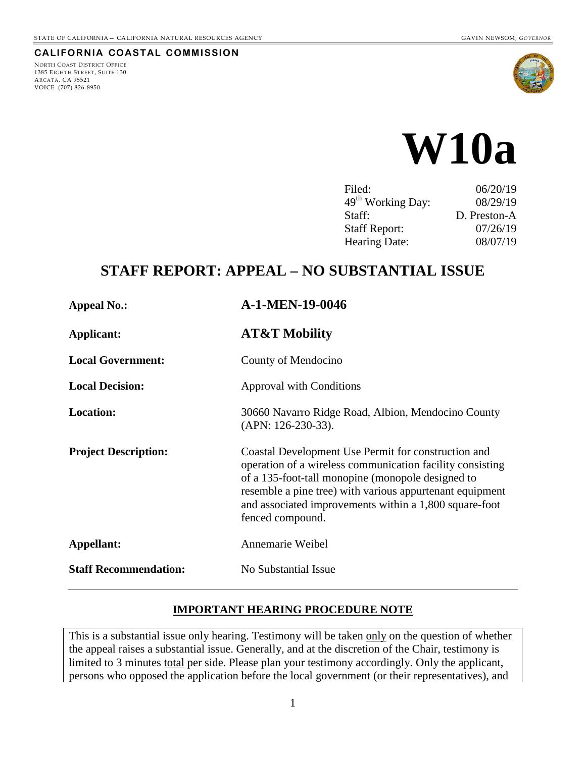STATE OF CALIFORNIA – CALIFORNIA NATURAL RESOURCES AGENCY GAVIN NEWSOM, *GOVERNOR*

**CALIFORNIA COASTAL COMMISSION**

NORTH COAST DISTRICT OFFICE
1385 EIGHTH STREET, SUITE 130
ARCATA, CA 95521
VOICE (707) 826-8950

# W10a

| | |
|---|---|
| Filed: | 06/20/19 |
| 49th Working Day: | 08/29/19 |
| Staff: | D. Preston-A |
| Staff Report: | 07/26/19 |
| Hearing Date: | 08/07/19 |

## STAFF REPORT: APPEAL – NO SUBSTANTIAL ISSUE

| | |
|---|---|
| **Appeal No.:** | **A-1-MEN-19-0046** |
| **Applicant:** | **AT&T Mobility** |
| **Local Government:** | County of Mendocino |
| **Local Decision:** | Approval with Conditions |
| **Location:** | 30660 Navarro Ridge Road, Albion, Mendocino County (APN: 126-230-33). |
| **Project Description:** | Coastal Development Use Permit for construction and operation of a wireless communication facility consisting of a 135-foot-tall monopine (monopole designed to resemble a pine tree) with various appurtenant equipment and associated improvements within a 1,800 square-foot fenced compound. |
| **Appellant:** | Annemarie Weibel |
| **Staff Recommendation:** | No Substantial Issue |

### IMPORTANT HEARING PROCEDURE NOTE

This is a substantial issue only hearing. Testimony will be taken only on the question of whether the appeal raises a substantial issue. Generally, and at the discretion of the Chair, testimony is limited to 3 minutes total per side. Please plan your testimony accordingly. Only the applicant, persons who opposed the application before the local government (or their representatives), and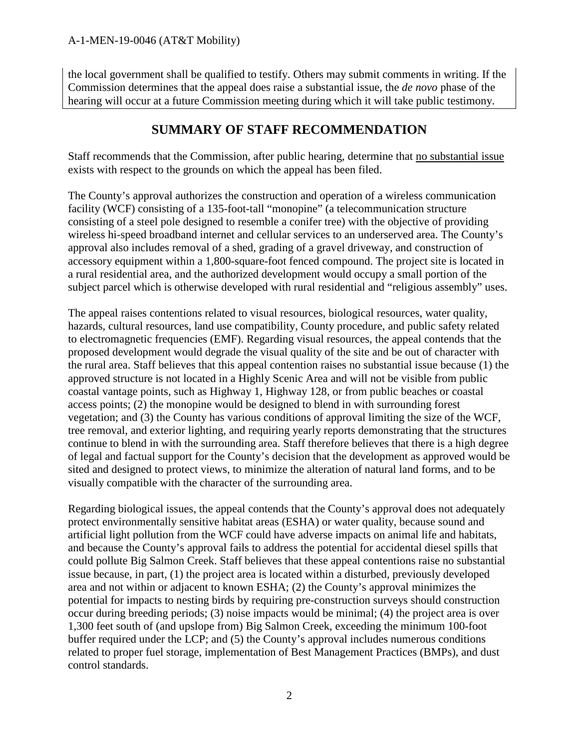the local government shall be qualified to testify. Others may submit comments in writing. If the Commission determines that the appeal does raise a substantial issue, the *de novo* phase of the hearing will occur at a future Commission meeting during which it will take public testimony.

## SUMMARY OF STAFF RECOMMENDATION

Staff recommends that the Commission, after public hearing, determine that no substantial issue exists with respect to the grounds on which the appeal has been filed.

The County's approval authorizes the construction and operation of a wireless communication facility (WCF) consisting of a 135-foot-tall "monopine" (a telecommunication structure consisting of a steel pole designed to resemble a conifer tree) with the objective of providing wireless hi-speed broadband internet and cellular services to an underserved area. The County's approval also includes removal of a shed, grading of a gravel driveway, and construction of accessory equipment within a 1,800-square-foot fenced compound. The project site is located in a rural residential area, and the authorized development would occupy a small portion of the subject parcel which is otherwise developed with rural residential and "religious assembly" uses.

The appeal raises contentions related to visual resources, biological resources, water quality, hazards, cultural resources, land use compatibility, County procedure, and public safety related to electromagnetic frequencies (EMF). Regarding visual resources, the appeal contends that the proposed development would degrade the visual quality of the site and be out of character with the rural area. Staff believes that this appeal contention raises no substantial issue because (1) the approved structure is not located in a Highly Scenic Area and will not be visible from public coastal vantage points, such as Highway 1, Highway 128, or from public beaches or coastal access points; (2) the monopine would be designed to blend in with surrounding forest vegetation; and (3) the County has various conditions of approval limiting the size of the WCF, tree removal, and exterior lighting, and requiring yearly reports demonstrating that the structures continue to blend in with the surrounding area. Staff therefore believes that there is a high degree of legal and factual support for the County's decision that the development as approved would be sited and designed to protect views, to minimize the alteration of natural land forms, and to be visually compatible with the character of the surrounding area.

Regarding biological issues, the appeal contends that the County's approval does not adequately protect environmentally sensitive habitat areas (ESHA) or water quality, because sound and artificial light pollution from the WCF could have adverse impacts on animal life and habitats, and because the County's approval fails to address the potential for accidental diesel spills that could pollute Big Salmon Creek. Staff believes that these appeal contentions raise no substantial issue because, in part, (1) the project area is located within a disturbed, previously developed area and not within or adjacent to known ESHA; (2) the County's approval minimizes the potential for impacts to nesting birds by requiring pre-construction surveys should construction occur during breeding periods; (3) noise impacts would be minimal; (4) the project area is over 1,300 feet south of (and upslope from) Big Salmon Creek, exceeding the minimum 100-foot buffer required under the LCP; and (5) the County's approval includes numerous conditions related to proper fuel storage, implementation of Best Management Practices (BMPs), and dust control standards.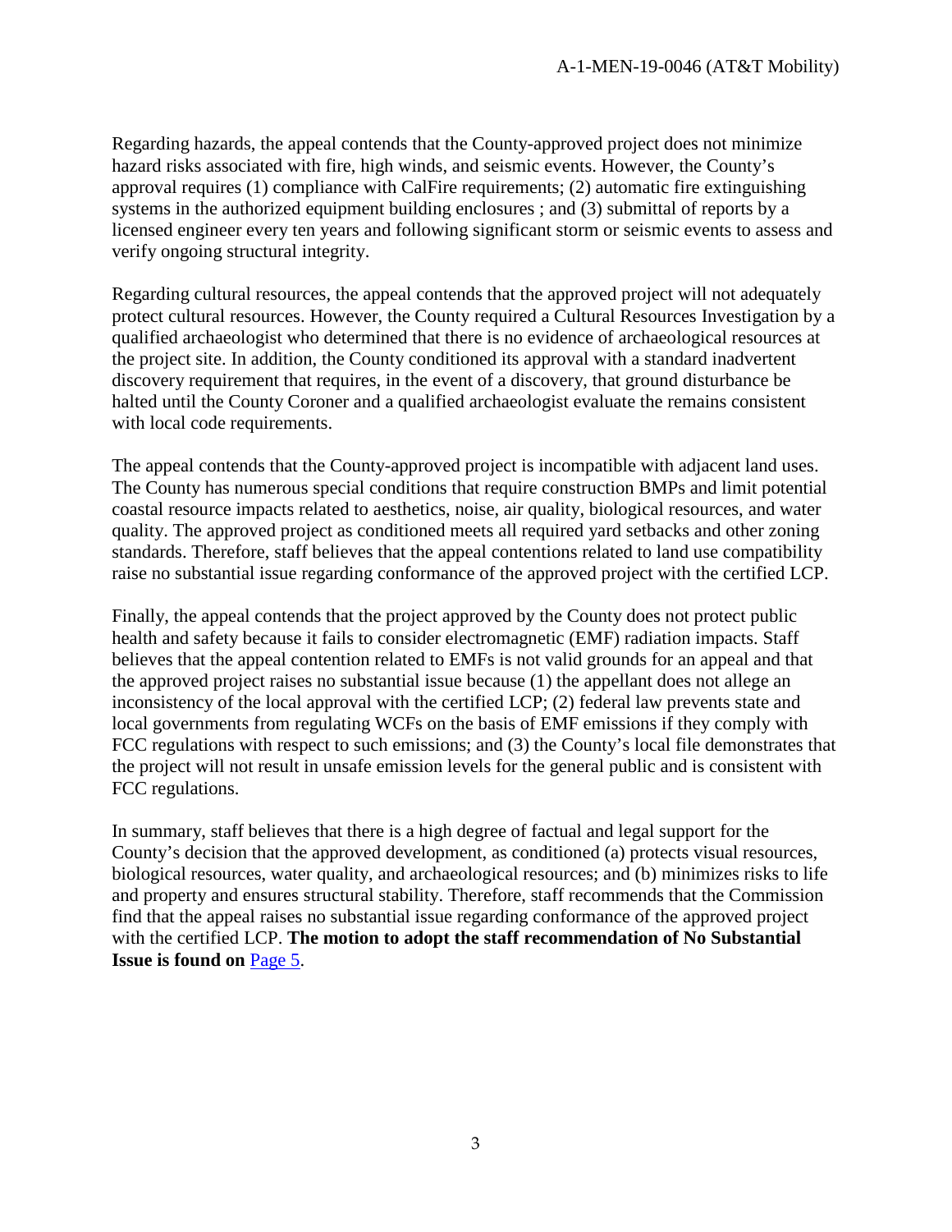Regarding hazards, the appeal contends that the County-approved project does not minimize hazard risks associated with fire, high winds, and seismic events. However, the County's approval requires (1) compliance with CalFire requirements; (2) automatic fire extinguishing systems in the authorized equipment building enclosures ; and (3) submittal of reports by a licensed engineer every ten years and following significant storm or seismic events to assess and verify ongoing structural integrity.

Regarding cultural resources, the appeal contends that the approved project will not adequately protect cultural resources. However, the County required a Cultural Resources Investigation by a qualified archaeologist who determined that there is no evidence of archaeological resources at the project site. In addition, the County conditioned its approval with a standard inadvertent discovery requirement that requires, in the event of a discovery, that ground disturbance be halted until the County Coroner and a qualified archaeologist evaluate the remains consistent with local code requirements.

The appeal contends that the County-approved project is incompatible with adjacent land uses. The County has numerous special conditions that require construction BMPs and limit potential coastal resource impacts related to aesthetics, noise, air quality, biological resources, and water quality. The approved project as conditioned meets all required yard setbacks and other zoning standards. Therefore, staff believes that the appeal contentions related to land use compatibility raise no substantial issue regarding conformance of the approved project with the certified LCP.

Finally, the appeal contends that the project approved by the County does not protect public health and safety because it fails to consider electromagnetic (EMF) radiation impacts. Staff believes that the appeal contention related to EMFs is not valid grounds for an appeal and that the approved project raises no substantial issue because (1) the appellant does not allege an inconsistency of the local approval with the certified LCP; (2) federal law prevents state and local governments from regulating WCFs on the basis of EMF emissions if they comply with FCC regulations with respect to such emissions; and (3) the County's local file demonstrates that the project will not result in unsafe emission levels for the general public and is consistent with FCC regulations.

In summary, staff believes that there is a high degree of factual and legal support for the County's decision that the approved development, as conditioned (a) protects visual resources, biological resources, water quality, and archaeological resources; and (b) minimizes risks to life and property and ensures structural stability. Therefore, staff recommends that the Commission find that the appeal raises no substantial issue regarding conformance of the approved project with the certified LCP. **The motion to adopt the staff recommendation of No Substantial Issue is found on** Page 5.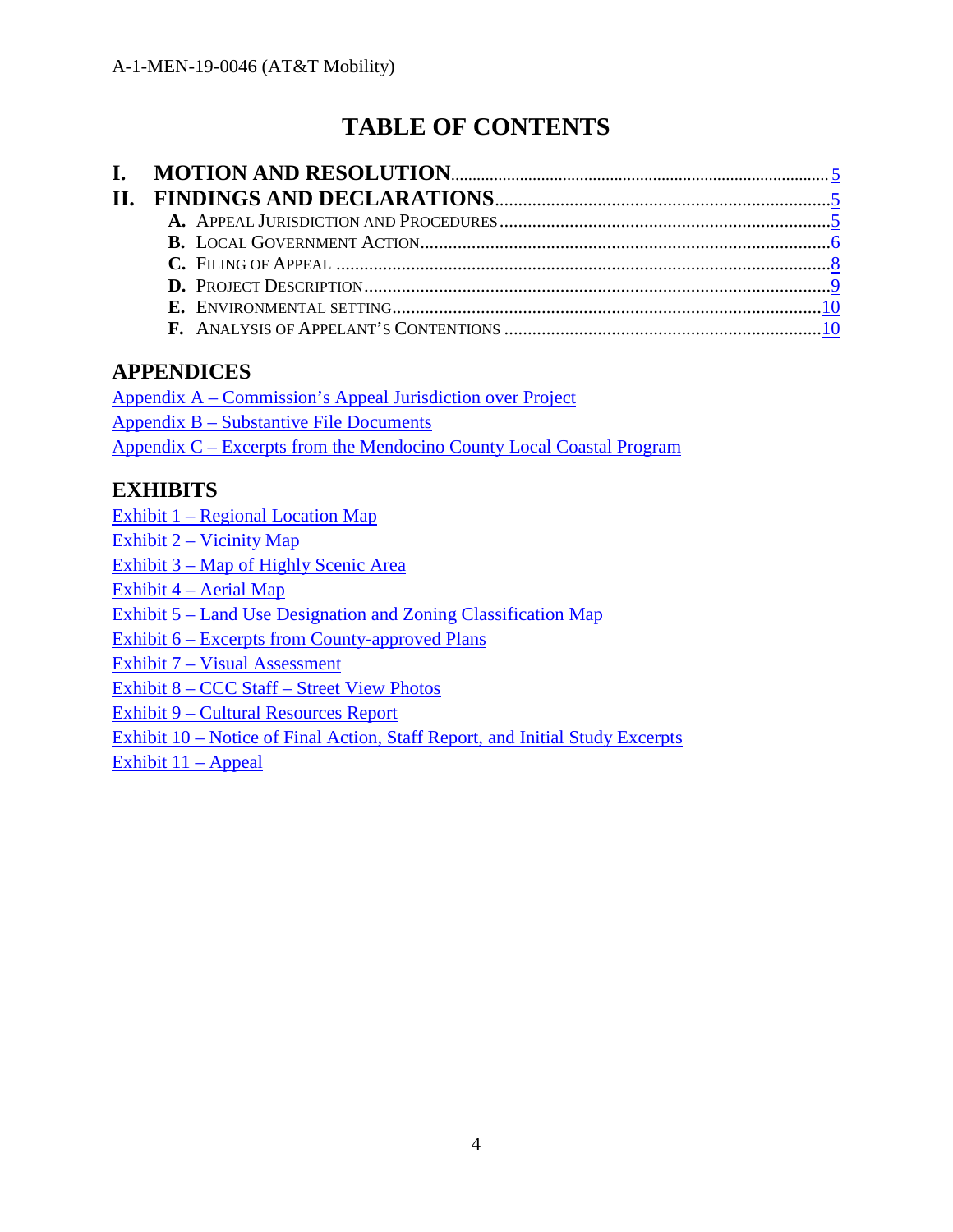# TABLE OF CONTENTS

**I. MOTION AND RESOLUTION** ........ 5

**II. FINDINGS AND DECLARATIONS** ........ 5

- **A.** APPEAL JURISDICTION AND PROCEDURES ........ 5
- **B.** LOCAL GOVERNMENT ACTION ........ 6
- **C.** FILING OF APPEAL ........ 8
- **D.** PROJECT DESCRIPTION ........ 9
- **E.** ENVIRONMENTAL SETTING ........ 10
- **F.** ANALYSIS OF APPELANT'S CONTENTIONS ........ 10

## APPENDICES

Appendix A – Commission's Appeal Jurisdiction over Project
Appendix B – Substantive File Documents
Appendix C – Excerpts from the Mendocino County Local Coastal Program

## EXHIBITS

Exhibit 1 – Regional Location Map
Exhibit 2 – Vicinity Map
Exhibit 3 – Map of Highly Scenic Area
Exhibit 4 – Aerial Map
Exhibit 5 – Land Use Designation and Zoning Classification Map
Exhibit 6 – Excerpts from County-approved Plans
Exhibit 7 – Visual Assessment
Exhibit 8 – CCC Staff – Street View Photos
Exhibit 9 – Cultural Resources Report
Exhibit 10 – Notice of Final Action, Staff Report, and Initial Study Excerpts
Exhibit 11 – Appeal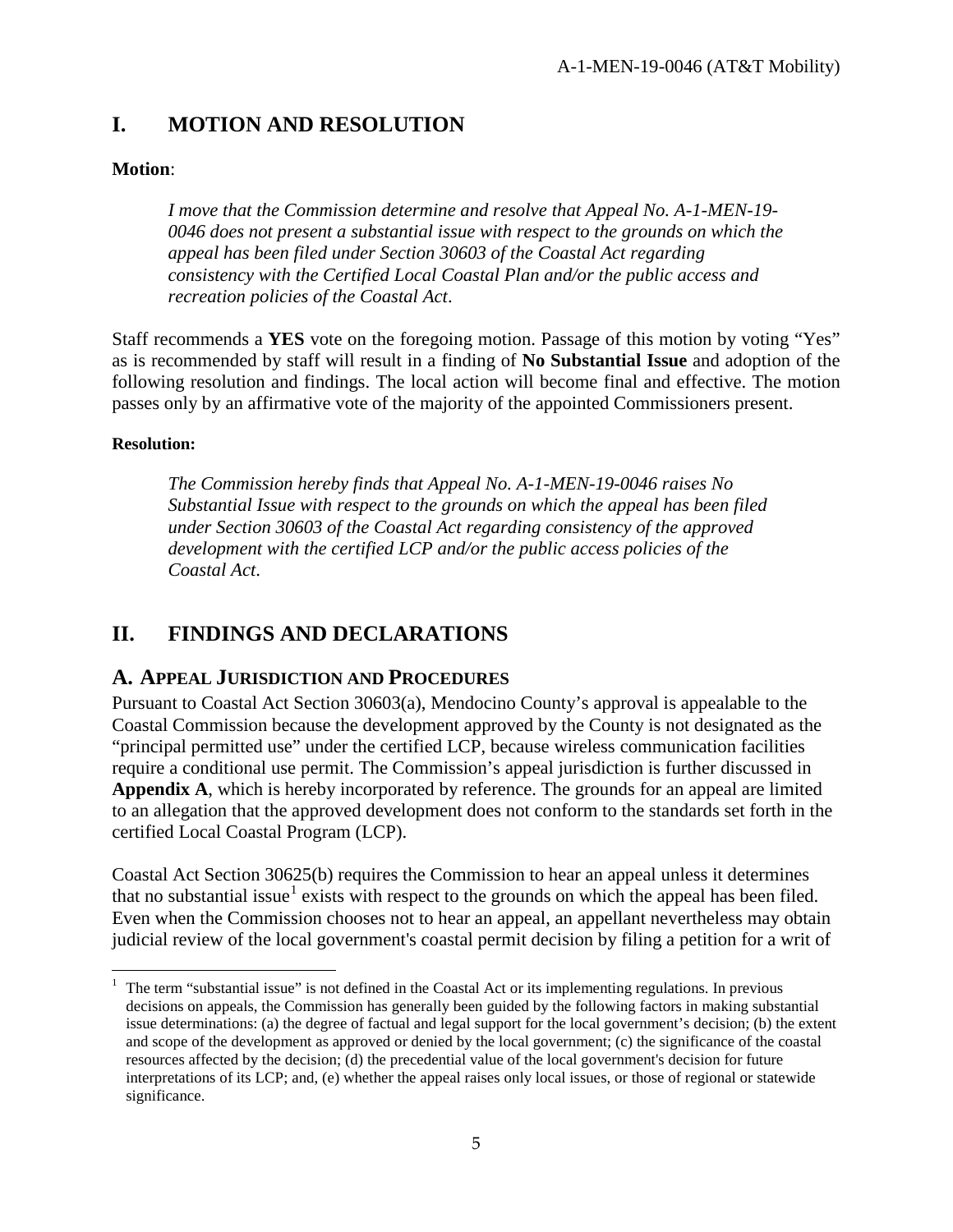# I. MOTION AND RESOLUTION

**Motion**:

> *I move that the Commission determine and resolve that Appeal No. A-1-MEN-19-0046 does not present a substantial issue with respect to the grounds on which the appeal has been filed under Section 30603 of the Coastal Act regarding consistency with the Certified Local Coastal Plan and/or the public access and recreation policies of the Coastal Act*.

Staff recommends a **YES** vote on the foregoing motion. Passage of this motion by voting "Yes" as is recommended by staff will result in a finding of **No Substantial Issue** and adoption of the following resolution and findings. The local action will become final and effective. The motion passes only by an affirmative vote of the majority of the appointed Commissioners present.

**Resolution:**

> *The Commission hereby finds that Appeal No. A-1-MEN-19-0046 raises No Substantial Issue with respect to the grounds on which the appeal has been filed under Section 30603 of the Coastal Act regarding consistency of the approved development with the certified LCP and/or the public access policies of the Coastal Act*.

# II. FINDINGS AND DECLARATIONS

## A. APPEAL JURISDICTION AND PROCEDURES

Pursuant to Coastal Act Section 30603(a), Mendocino County's approval is appealable to the Coastal Commission because the development approved by the County is not designated as the "principal permitted use" under the certified LCP, because wireless communication facilities require a conditional use permit. The Commission's appeal jurisdiction is further discussed in **Appendix A**, which is hereby incorporated by reference. The grounds for an appeal are limited to an allegation that the approved development does not conform to the standards set forth in the certified Local Coastal Program (LCP).

Coastal Act Section 30625(b) requires the Commission to hear an appeal unless it determines that no substantial issue[1] exists with respect to the grounds on which the appeal has been filed. Even when the Commission chooses not to hear an appeal, an appellant nevertheless may obtain judicial review of the local government's coastal permit decision by filing a petition for a writ of

---

[1] The term "substantial issue" is not defined in the Coastal Act or its implementing regulations. In previous decisions on appeals, the Commission has generally been guided by the following factors in making substantial issue determinations: (a) the degree of factual and legal support for the local government's decision; (b) the extent and scope of the development as approved or denied by the local government; (c) the significance of the coastal resources affected by the decision; (d) the precedential value of the local government's decision for future interpretations of its LCP; and, (e) whether the appeal raises only local issues, or those of regional or statewide significance.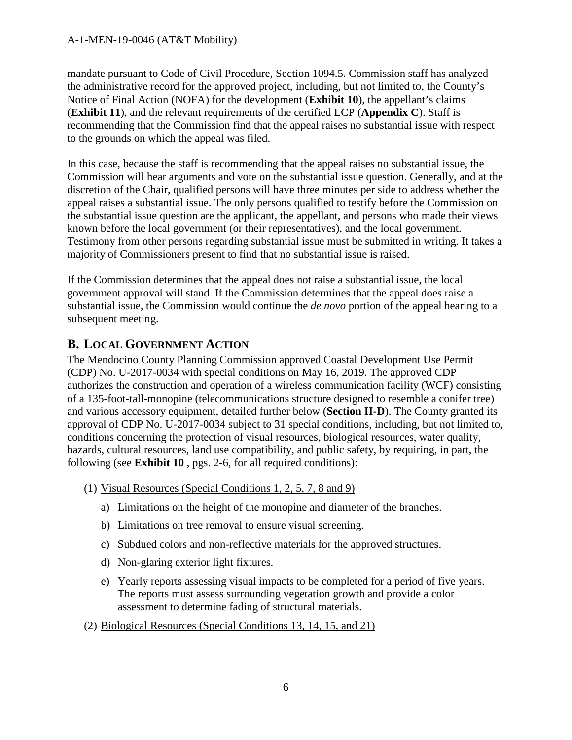mandate pursuant to Code of Civil Procedure, Section 1094.5. Commission staff has analyzed the administrative record for the approved project, including, but not limited to, the County's Notice of Final Action (NOFA) for the development (**Exhibit 10**), the appellant's claims (**Exhibit 11**), and the relevant requirements of the certified LCP (**Appendix C**). Staff is recommending that the Commission find that the appeal raises no substantial issue with respect to the grounds on which the appeal was filed.

In this case, because the staff is recommending that the appeal raises no substantial issue, the Commission will hear arguments and vote on the substantial issue question. Generally, and at the discretion of the Chair, qualified persons will have three minutes per side to address whether the appeal raises a substantial issue. The only persons qualified to testify before the Commission on the substantial issue question are the applicant, the appellant, and persons who made their views known before the local government (or their representatives), and the local government. Testimony from other persons regarding substantial issue must be submitted in writing. It takes a majority of Commissioners present to find that no substantial issue is raised.

If the Commission determines that the appeal does not raise a substantial issue, the local government approval will stand. If the Commission determines that the appeal does raise a substantial issue, the Commission would continue the *de novo* portion of the appeal hearing to a subsequent meeting.

## B. Local Government Action

The Mendocino County Planning Commission approved Coastal Development Use Permit (CDP) No. U-2017-0034 with special conditions on May 16, 2019. The approved CDP authorizes the construction and operation of a wireless communication facility (WCF) consisting of a 135-foot-tall-monopine (telecommunications structure designed to resemble a conifer tree) and various accessory equipment, detailed further below (**Section II-D**). The County granted its approval of CDP No. U-2017-0034 subject to 31 special conditions, including, but not limited to, conditions concerning the protection of visual resources, biological resources, water quality, hazards, cultural resources, land use compatibility, and public safety, by requiring, in part, the following (see **Exhibit 10** , pgs. 2-6, for all required conditions):

(1) Visual Resources (Special Conditions 1, 2, 5, 7, 8 and 9)

  a) Limitations on the height of the monopine and diameter of the branches.

  b) Limitations on tree removal to ensure visual screening.

  c) Subdued colors and non-reflective materials for the approved structures.

  d) Non-glaring exterior light fixtures.

  e) Yearly reports assessing visual impacts to be completed for a period of five years. The reports must assess surrounding vegetation growth and provide a color assessment to determine fading of structural materials.

(2) Biological Resources (Special Conditions 13, 14, 15, and 21)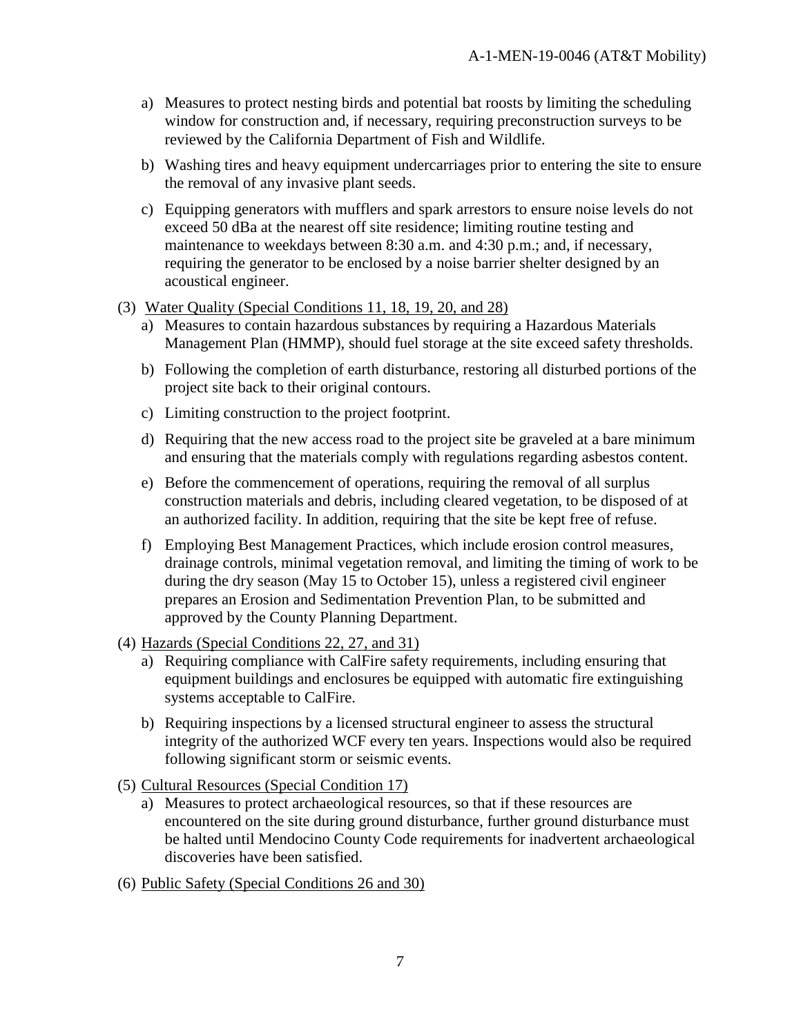a) Measures to protect nesting birds and potential bat roosts by limiting the scheduling window for construction and, if necessary, requiring preconstruction surveys to be reviewed by the California Department of Fish and Wildlife.

b) Washing tires and heavy equipment undercarriages prior to entering the site to ensure the removal of any invasive plant seeds.

c) Equipping generators with mufflers and spark arrestors to ensure noise levels do not exceed 50 dBa at the nearest off site residence; limiting routine testing and maintenance to weekdays between 8:30 a.m. and 4:30 p.m.; and, if necessary, requiring the generator to be enclosed by a noise barrier shelter designed by an acoustical engineer.

(3) <u>Water Quality (Special Conditions 11, 18, 19, 20, and 28)</u>

a) Measures to contain hazardous substances by requiring a Hazardous Materials Management Plan (HMMP), should fuel storage at the site exceed safety thresholds.

b) Following the completion of earth disturbance, restoring all disturbed portions of the project site back to their original contours.

c) Limiting construction to the project footprint.

d) Requiring that the new access road to the project site be graveled at a bare minimum and ensuring that the materials comply with regulations regarding asbestos content.

e) Before the commencement of operations, requiring the removal of all surplus construction materials and debris, including cleared vegetation, to be disposed of at an authorized facility. In addition, requiring that the site be kept free of refuse.

f) Employing Best Management Practices, which include erosion control measures, drainage controls, minimal vegetation removal, and limiting the timing of work to be during the dry season (May 15 to October 15), unless a registered civil engineer prepares an Erosion and Sedimentation Prevention Plan, to be submitted and approved by the County Planning Department.

(4) <u>Hazards (Special Conditions 22, 27, and 31)</u>

a) Requiring compliance with CalFire safety requirements, including ensuring that equipment buildings and enclosures be equipped with automatic fire extinguishing systems acceptable to CalFire.

b) Requiring inspections by a licensed structural engineer to assess the structural integrity of the authorized WCF every ten years. Inspections would also be required following significant storm or seismic events.

(5) <u>Cultural Resources (Special Condition 17)</u>

a) Measures to protect archaeological resources, so that if these resources are encountered on the site during ground disturbance, further ground disturbance must be halted until Mendocino County Code requirements for inadvertent archaeological discoveries have been satisfied.

(6) <u>Public Safety (Special Conditions 26 and 30)</u>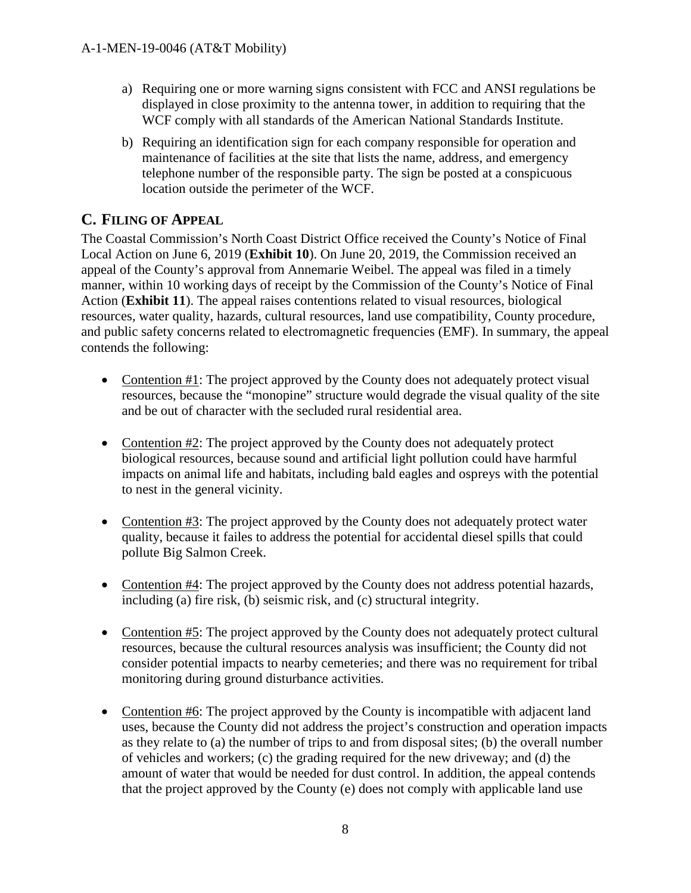a) Requiring one or more warning signs consistent with FCC and ANSI regulations be displayed in close proximity to the antenna tower, in addition to requiring that the WCF comply with all standards of the American National Standards Institute.

b) Requiring an identification sign for each company responsible for operation and maintenance of facilities at the site that lists the name, address, and emergency telephone number of the responsible party. The sign be posted at a conspicuous location outside the perimeter of the WCF.

## C. FILING OF APPEAL

The Coastal Commission's North Coast District Office received the County's Notice of Final Local Action on June 6, 2019 (**Exhibit 10**). On June 20, 2019, the Commission received an appeal of the County's approval from Annemarie Weibel. The appeal was filed in a timely manner, within 10 working days of receipt by the Commission of the County's Notice of Final Action (**Exhibit 11**). The appeal raises contentions related to visual resources, biological resources, water quality, hazards, cultural resources, land use compatibility, County procedure, and public safety concerns related to electromagnetic frequencies (EMF). In summary, the appeal contends the following:

- Contention #1: The project approved by the County does not adequately protect visual resources, because the "monopine" structure would degrade the visual quality of the site and be out of character with the secluded rural residential area.

- Contention #2: The project approved by the County does not adequately protect biological resources, because sound and artificial light pollution could have harmful impacts on animal life and habitats, including bald eagles and ospreys with the potential to nest in the general vicinity.

- Contention #3: The project approved by the County does not adequately protect water quality, because it failes to address the potential for accidental diesel spills that could pollute Big Salmon Creek.

- Contention #4: The project approved by the County does not address potential hazards, including (a) fire risk, (b) seismic risk, and (c) structural integrity.

- Contention #5: The project approved by the County does not adequately protect cultural resources, because the cultural resources analysis was insufficient; the County did not consider potential impacts to nearby cemeteries; and there was no requirement for tribal monitoring during ground disturbance activities.

- Contention #6: The project approved by the County is incompatible with adjacent land uses, because the County did not address the project's construction and operation impacts as they relate to (a) the number of trips to and from disposal sites; (b) the overall number of vehicles and workers; (c) the grading required for the new driveway; and (d) the amount of water that would be needed for dust control. In addition, the appeal contends that the project approved by the County (e) does not comply with applicable land use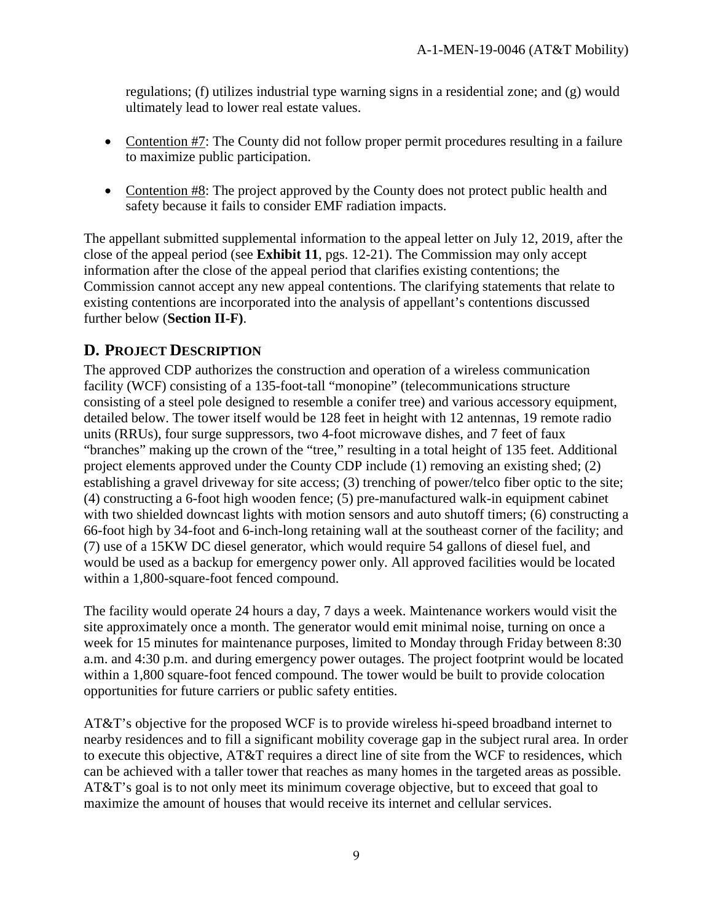regulations; (f) utilizes industrial type warning signs in a residential zone; and (g) would ultimately lead to lower real estate values.

- Contention #7: The County did not follow proper permit procedures resulting in a failure to maximize public participation.
- Contention #8: The project approved by the County does not protect public health and safety because it fails to consider EMF radiation impacts.

The appellant submitted supplemental information to the appeal letter on July 12, 2019, after the close of the appeal period (see **Exhibit 11**, pgs. 12-21). The Commission may only accept information after the close of the appeal period that clarifies existing contentions; the Commission cannot accept any new appeal contentions. The clarifying statements that relate to existing contentions are incorporated into the analysis of appellant's contentions discussed further below (**Section II-F)**.

## D. PROJECT DESCRIPTION

The approved CDP authorizes the construction and operation of a wireless communication facility (WCF) consisting of a 135-foot-tall "monopine" (telecommunications structure consisting of a steel pole designed to resemble a conifer tree) and various accessory equipment, detailed below. The tower itself would be 128 feet in height with 12 antennas, 19 remote radio units (RRUs), four surge suppressors, two 4-foot microwave dishes, and 7 feet of faux "branches" making up the crown of the "tree," resulting in a total height of 135 feet. Additional project elements approved under the County CDP include (1) removing an existing shed; (2) establishing a gravel driveway for site access; (3) trenching of power/telco fiber optic to the site; (4) constructing a 6-foot high wooden fence; (5) pre-manufactured walk-in equipment cabinet with two shielded downcast lights with motion sensors and auto shutoff timers; (6) constructing a 66-foot high by 34-foot and 6-inch-long retaining wall at the southeast corner of the facility; and (7) use of a 15KW DC diesel generator, which would require 54 gallons of diesel fuel, and would be used as a backup for emergency power only. All approved facilities would be located within a 1,800-square-foot fenced compound.

The facility would operate 24 hours a day, 7 days a week. Maintenance workers would visit the site approximately once a month. The generator would emit minimal noise, turning on once a week for 15 minutes for maintenance purposes, limited to Monday through Friday between 8:30 a.m. and 4:30 p.m. and during emergency power outages. The project footprint would be located within a 1,800 square-foot fenced compound. The tower would be built to provide colocation opportunities for future carriers or public safety entities.

AT&T's objective for the proposed WCF is to provide wireless hi-speed broadband internet to nearby residences and to fill a significant mobility coverage gap in the subject rural area. In order to execute this objective, AT&T requires a direct line of site from the WCF to residences, which can be achieved with a taller tower that reaches as many homes in the targeted areas as possible. AT&T's goal is to not only meet its minimum coverage objective, but to exceed that goal to maximize the amount of houses that would receive its internet and cellular services.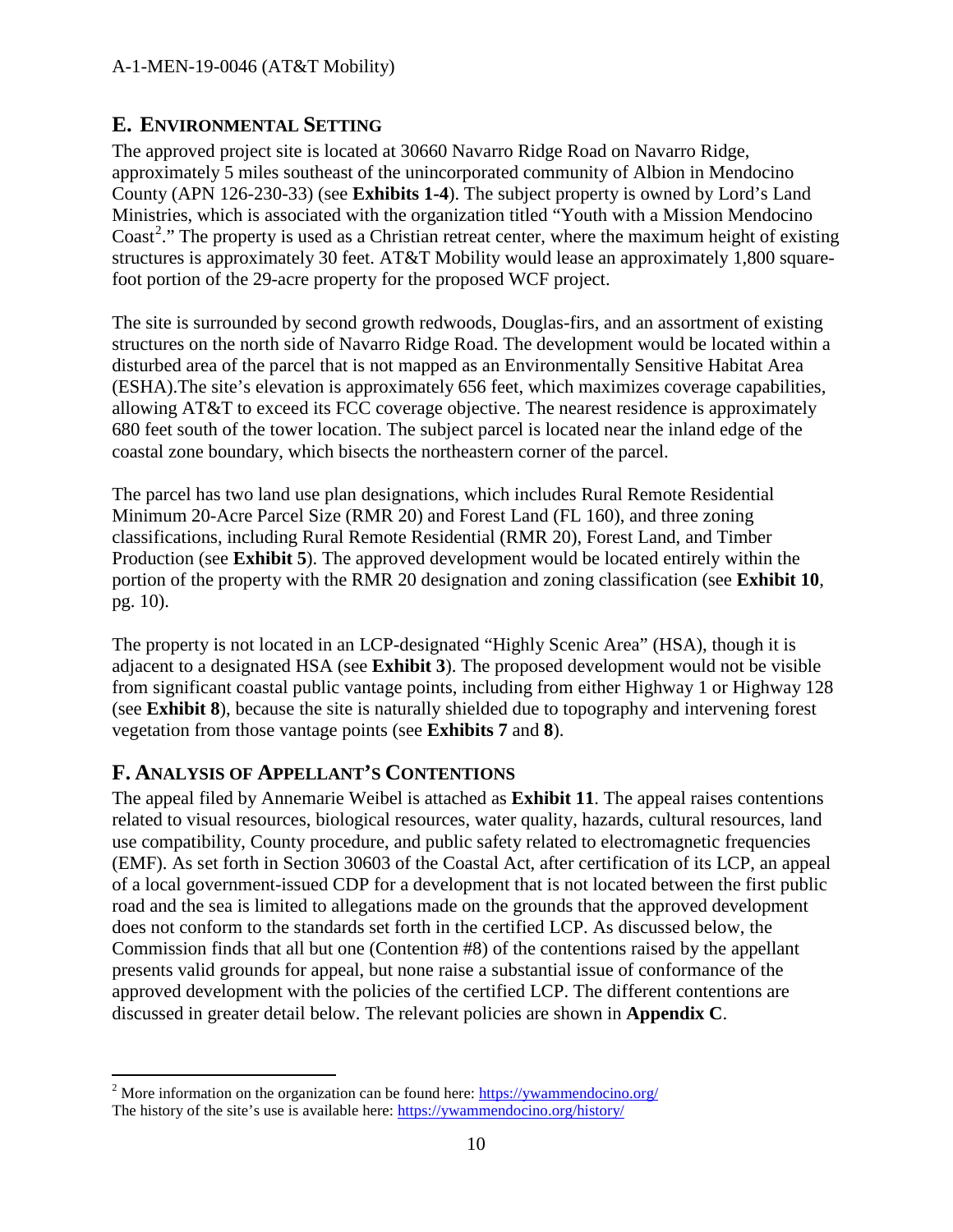## E. ENVIRONMENTAL SETTING

The approved project site is located at 30660 Navarro Ridge Road on Navarro Ridge, approximately 5 miles southeast of the unincorporated community of Albion in Mendocino County (APN 126-230-33) (see **Exhibits 1-4**). The subject property is owned by Lord's Land Ministries, which is associated with the organization titled "Youth with a Mission Mendocino Coast[2]." The property is used as a Christian retreat center, where the maximum height of existing structures is approximately 30 feet. AT&T Mobility would lease an approximately 1,800 square-foot portion of the 29-acre property for the proposed WCF project.

The site is surrounded by second growth redwoods, Douglas-firs, and an assortment of existing structures on the north side of Navarro Ridge Road. The development would be located within a disturbed area of the parcel that is not mapped as an Environmentally Sensitive Habitat Area (ESHA).The site's elevation is approximately 656 feet, which maximizes coverage capabilities, allowing AT&T to exceed its FCC coverage objective. The nearest residence is approximately 680 feet south of the tower location. The subject parcel is located near the inland edge of the coastal zone boundary, which bisects the northeastern corner of the parcel.

The parcel has two land use plan designations, which includes Rural Remote Residential Minimum 20-Acre Parcel Size (RMR 20) and Forest Land (FL 160), and three zoning classifications, including Rural Remote Residential (RMR 20), Forest Land, and Timber Production (see **Exhibit 5**). The approved development would be located entirely within the portion of the property with the RMR 20 designation and zoning classification (see **Exhibit 10**, pg. 10).

The property is not located in an LCP-designated "Highly Scenic Area" (HSA), though it is adjacent to a designated HSA (see **Exhibit 3**). The proposed development would not be visible from significant coastal public vantage points, including from either Highway 1 or Highway 128 (see **Exhibit 8**), because the site is naturally shielded due to topography and intervening forest vegetation from those vantage points (see **Exhibits 7** and **8**).

## F. ANALYSIS OF APPELLANT'S CONTENTIONS

The appeal filed by Annemarie Weibel is attached as **Exhibit 11**. The appeal raises contentions related to visual resources, biological resources, water quality, hazards, cultural resources, land use compatibility, County procedure, and public safety related to electromagnetic frequencies (EMF). As set forth in Section 30603 of the Coastal Act, after certification of its LCP, an appeal of a local government-issued CDP for a development that is not located between the first public road and the sea is limited to allegations made on the grounds that the approved development does not conform to the standards set forth in the certified LCP. As discussed below, the Commission finds that all but one (Contention #8) of the contentions raised by the appellant presents valid grounds for appeal, but none raise a substantial issue of conformance of the approved development with the policies of the certified LCP. The different contentions are discussed in greater detail below. The relevant policies are shown in **Appendix C**.

---

[2] More information on the organization can be found here: https://ywammendocino.org/
The history of the site's use is available here: https://ywammendocino.org/history/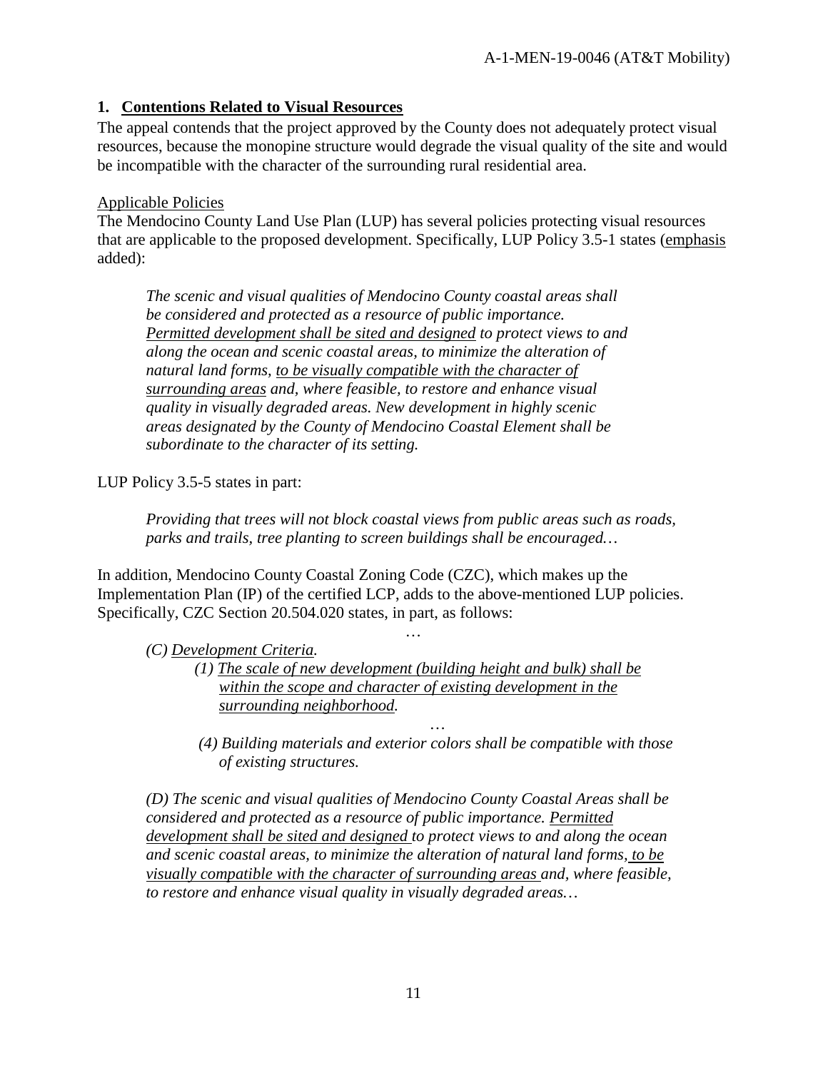### 1. <u>Contentions Related to Visual Resources</u>

The appeal contends that the project approved by the County does not adequately protect visual resources, because the monopine structure would degrade the visual quality of the site and would be incompatible with the character of the surrounding rural residential area.

<u>Applicable Policies</u>

The Mendocino County Land Use Plan (LUP) has several policies protecting visual resources that are applicable to the proposed development. Specifically, LUP Policy 3.5-1 states (<u>emphasis</u> added):

> *The scenic and visual qualities of Mendocino County coastal areas shall be considered and protected as a resource of public importance. <u>Permitted development shall be sited and designed</u> to protect views to and along the ocean and scenic coastal areas, to minimize the alteration of natural land forms, <u>to be visually compatible with the character of surrounding areas</u> and, where feasible, to restore and enhance visual quality in visually degraded areas. New development in highly scenic areas designated by the County of Mendocino Coastal Element shall be subordinate to the character of its setting.*

LUP Policy 3.5-5 states in part:

> *Providing that trees will not block coastal views from public areas such as roads, parks and trails, tree planting to screen buildings shall be encouraged…*

In addition, Mendocino County Coastal Zoning Code (CZC), which makes up the Implementation Plan (IP) of the certified LCP, adds to the above-mentioned LUP policies. Specifically, CZC Section 20.504.020 states, in part, as follows:

…

> *(C) <u>Development Criteria.</u>*
>
> *(1) <u>The scale of new development (building height and bulk) shall be within the scope and character of existing development in the surrounding neighborhood.</u>*
>
> …
>
> *(4) Building materials and exterior colors shall be compatible with those of existing structures.*
>
> *(D) The scenic and visual qualities of Mendocino County Coastal Areas shall be considered and protected as a resource of public importance. <u>Permitted development shall be sited and designed</u> to protect views to and along the ocean and scenic coastal areas, to minimize the alteration of natural land forms, <u>to be visually compatible with the character of surrounding areas</u> and, where feasible, to restore and enhance visual quality in visually degraded areas…*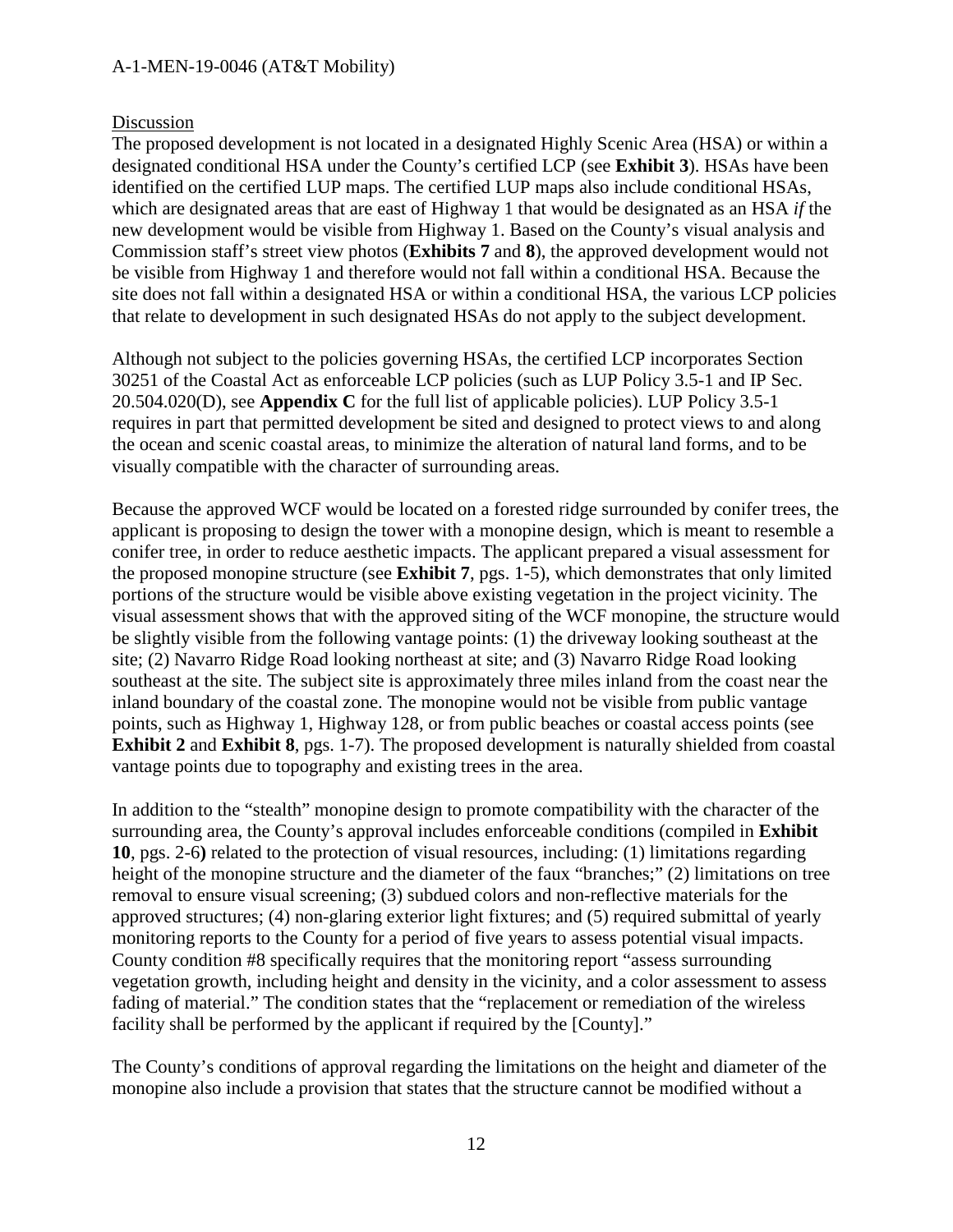Discussion

The proposed development is not located in a designated Highly Scenic Area (HSA) or within a designated conditional HSA under the County's certified LCP (see **Exhibit 3**). HSAs have been identified on the certified LUP maps. The certified LUP maps also include conditional HSAs, which are designated areas that are east of Highway 1 that would be designated as an HSA *if* the new development would be visible from Highway 1. Based on the County's visual analysis and Commission staff's street view photos (**Exhibits 7** and **8**), the approved development would not be visible from Highway 1 and therefore would not fall within a conditional HSA. Because the site does not fall within a designated HSA or within a conditional HSA, the various LCP policies that relate to development in such designated HSAs do not apply to the subject development.

Although not subject to the policies governing HSAs, the certified LCP incorporates Section 30251 of the Coastal Act as enforceable LCP policies (such as LUP Policy 3.5-1 and IP Sec. 20.504.020(D), see **Appendix C** for the full list of applicable policies). LUP Policy 3.5-1 requires in part that permitted development be sited and designed to protect views to and along the ocean and scenic coastal areas, to minimize the alteration of natural land forms, and to be visually compatible with the character of surrounding areas.

Because the approved WCF would be located on a forested ridge surrounded by conifer trees, the applicant is proposing to design the tower with a monopine design, which is meant to resemble a conifer tree, in order to reduce aesthetic impacts. The applicant prepared a visual assessment for the proposed monopine structure (see **Exhibit 7**, pgs. 1-5), which demonstrates that only limited portions of the structure would be visible above existing vegetation in the project vicinity. The visual assessment shows that with the approved siting of the WCF monopine, the structure would be slightly visible from the following vantage points: (1) the driveway looking southeast at the site; (2) Navarro Ridge Road looking northeast at site; and (3) Navarro Ridge Road looking southeast at the site. The subject site is approximately three miles inland from the coast near the inland boundary of the coastal zone. The monopine would not be visible from public vantage points, such as Highway 1, Highway 128, or from public beaches or coastal access points (see **Exhibit 2** and **Exhibit 8**, pgs. 1-7). The proposed development is naturally shielded from coastal vantage points due to topography and existing trees in the area.

In addition to the "stealth" monopine design to promote compatibility with the character of the surrounding area, the County's approval includes enforceable conditions (compiled in **Exhibit 10**, pgs. 2-6**)** related to the protection of visual resources, including: (1) limitations regarding height of the monopine structure and the diameter of the faux "branches;" (2) limitations on tree removal to ensure visual screening; (3) subdued colors and non-reflective materials for the approved structures; (4) non-glaring exterior light fixtures; and (5) required submittal of yearly monitoring reports to the County for a period of five years to assess potential visual impacts. County condition #8 specifically requires that the monitoring report "assess surrounding vegetation growth, including height and density in the vicinity, and a color assessment to assess fading of material." The condition states that the "replacement or remediation of the wireless facility shall be performed by the applicant if required by the [County]."

The County's conditions of approval regarding the limitations on the height and diameter of the monopine also include a provision that states that the structure cannot be modified without a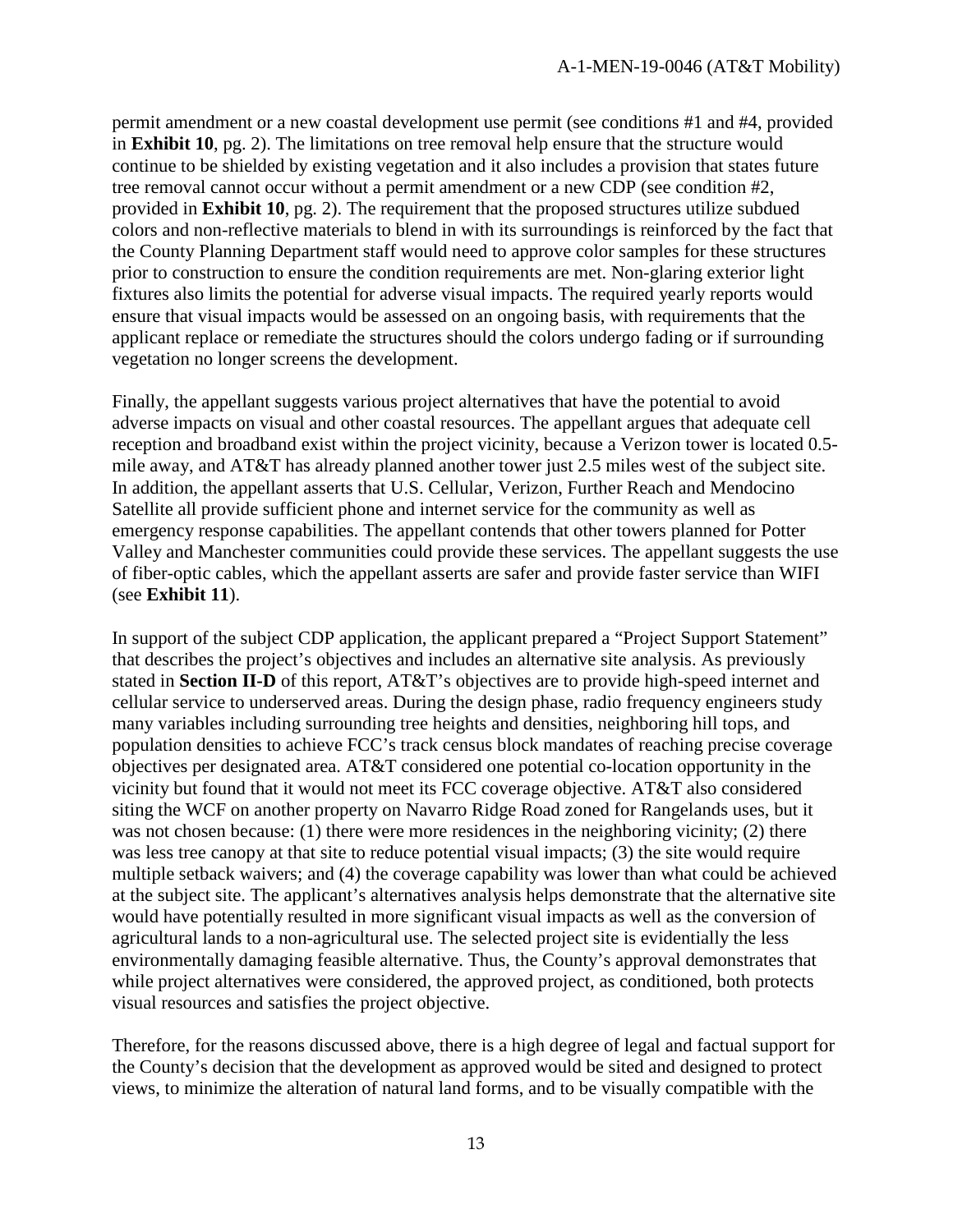permit amendment or a new coastal development use permit (see conditions #1 and #4, provided in **Exhibit 10**, pg. 2). The limitations on tree removal help ensure that the structure would continue to be shielded by existing vegetation and it also includes a provision that states future tree removal cannot occur without a permit amendment or a new CDP (see condition #2, provided in **Exhibit 10**, pg. 2). The requirement that the proposed structures utilize subdued colors and non-reflective materials to blend in with its surroundings is reinforced by the fact that the County Planning Department staff would need to approve color samples for these structures prior to construction to ensure the condition requirements are met. Non-glaring exterior light fixtures also limits the potential for adverse visual impacts. The required yearly reports would ensure that visual impacts would be assessed on an ongoing basis, with requirements that the applicant replace or remediate the structures should the colors undergo fading or if surrounding vegetation no longer screens the development.

Finally, the appellant suggests various project alternatives that have the potential to avoid adverse impacts on visual and other coastal resources. The appellant argues that adequate cell reception and broadband exist within the project vicinity, because a Verizon tower is located 0.5-mile away, and AT&T has already planned another tower just 2.5 miles west of the subject site. In addition, the appellant asserts that U.S. Cellular, Verizon, Further Reach and Mendocino Satellite all provide sufficient phone and internet service for the community as well as emergency response capabilities. The appellant contends that other towers planned for Potter Valley and Manchester communities could provide these services. The appellant suggests the use of fiber-optic cables, which the appellant asserts are safer and provide faster service than WIFI (see **Exhibit 11**).

In support of the subject CDP application, the applicant prepared a "Project Support Statement" that describes the project's objectives and includes an alternative site analysis. As previously stated in **Section II-D** of this report, AT&T's objectives are to provide high-speed internet and cellular service to underserved areas. During the design phase, radio frequency engineers study many variables including surrounding tree heights and densities, neighboring hill tops, and population densities to achieve FCC's track census block mandates of reaching precise coverage objectives per designated area. AT&T considered one potential co-location opportunity in the vicinity but found that it would not meet its FCC coverage objective. AT&T also considered siting the WCF on another property on Navarro Ridge Road zoned for Rangelands uses, but it was not chosen because: (1) there were more residences in the neighboring vicinity; (2) there was less tree canopy at that site to reduce potential visual impacts; (3) the site would require multiple setback waivers; and (4) the coverage capability was lower than what could be achieved at the subject site. The applicant's alternatives analysis helps demonstrate that the alternative site would have potentially resulted in more significant visual impacts as well as the conversion of agricultural lands to a non-agricultural use. The selected project site is evidentially the less environmentally damaging feasible alternative. Thus, the County's approval demonstrates that while project alternatives were considered, the approved project, as conditioned, both protects visual resources and satisfies the project objective.

Therefore, for the reasons discussed above, there is a high degree of legal and factual support for the County's decision that the development as approved would be sited and designed to protect views, to minimize the alteration of natural land forms, and to be visually compatible with the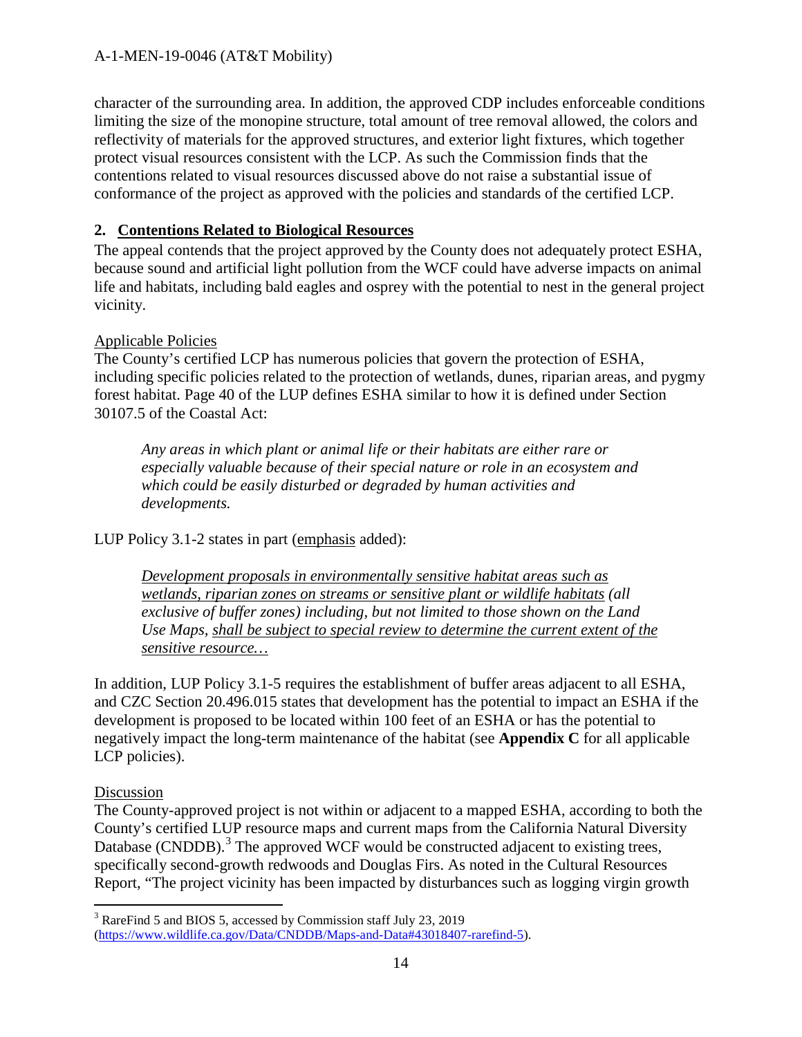character of the surrounding area. In addition, the approved CDP includes enforceable conditions limiting the size of the monopine structure, total amount of tree removal allowed, the colors and reflectivity of materials for the approved structures, and exterior light fixtures, which together protect visual resources consistent with the LCP. As such the Commission finds that the contentions related to visual resources discussed above do not raise a substantial issue of conformance of the project as approved with the policies and standards of the certified LCP.

### 2. Contentions Related to Biological Resources

The appeal contends that the project approved by the County does not adequately protect ESHA, because sound and artificial light pollution from the WCF could have adverse impacts on animal life and habitats, including bald eagles and osprey with the potential to nest in the general project vicinity.

Applicable Policies

The County's certified LCP has numerous policies that govern the protection of ESHA, including specific policies related to the protection of wetlands, dunes, riparian areas, and pygmy forest habitat. Page 40 of the LUP defines ESHA similar to how it is defined under Section 30107.5 of the Coastal Act:

> *Any areas in which plant or animal life or their habitats are either rare or especially valuable because of their special nature or role in an ecosystem and which could be easily disturbed or degraded by human activities and developments.*

LUP Policy 3.1-2 states in part (emphasis added):

> *Development proposals in environmentally sensitive habitat areas such as wetlands, riparian zones on streams or sensitive plant or wildlife habitats (all exclusive of buffer zones) including, but not limited to those shown on the Land Use Maps, shall be subject to special review to determine the current extent of the sensitive resource…*

In addition, LUP Policy 3.1-5 requires the establishment of buffer areas adjacent to all ESHA, and CZC Section 20.496.015 states that development has the potential to impact an ESHA if the development is proposed to be located within 100 feet of an ESHA or has the potential to negatively impact the long-term maintenance of the habitat (see **Appendix C** for all applicable LCP policies).

Discussion

The County-approved project is not within or adjacent to a mapped ESHA, according to both the County's certified LUP resource maps and current maps from the California Natural Diversity Database (CNDDB).[3] The approved WCF would be constructed adjacent to existing trees, specifically second-growth redwoods and Douglas Firs. As noted in the Cultural Resources Report, "The project vicinity has been impacted by disturbances such as logging virgin growth

[3] RareFind 5 and BIOS 5, accessed by Commission staff July 23, 2019 (https://www.wildlife.ca.gov/Data/CNDDB/Maps-and-Data#43018407-rarefind-5).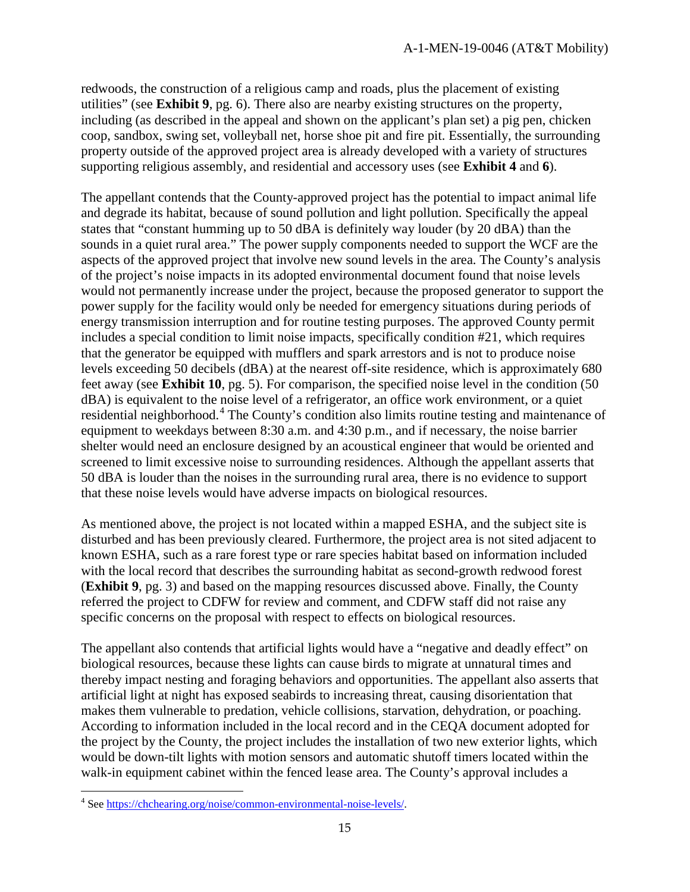redwoods, the construction of a religious camp and roads, plus the placement of existing utilities" (see **Exhibit 9**, pg. 6). There also are nearby existing structures on the property, including (as described in the appeal and shown on the applicant's plan set) a pig pen, chicken coop, sandbox, swing set, volleyball net, horse shoe pit and fire pit. Essentially, the surrounding property outside of the approved project area is already developed with a variety of structures supporting religious assembly, and residential and accessory uses (see **Exhibit 4** and **6**).

The appellant contends that the County-approved project has the potential to impact animal life and degrade its habitat, because of sound pollution and light pollution. Specifically the appeal states that "constant humming up to 50 dBA is definitely way louder (by 20 dBA) than the sounds in a quiet rural area." The power supply components needed to support the WCF are the aspects of the approved project that involve new sound levels in the area. The County's analysis of the project's noise impacts in its adopted environmental document found that noise levels would not permanently increase under the project, because the proposed generator to support the power supply for the facility would only be needed for emergency situations during periods of energy transmission interruption and for routine testing purposes. The approved County permit includes a special condition to limit noise impacts, specifically condition #21, which requires that the generator be equipped with mufflers and spark arrestors and is not to produce noise levels exceeding 50 decibels (dBA) at the nearest off-site residence, which is approximately 680 feet away (see **Exhibit 10**, pg. 5). For comparison, the specified noise level in the condition (50 dBA) is equivalent to the noise level of a refrigerator, an office work environment, or a quiet residential neighborhood.[4] The County's condition also limits routine testing and maintenance of equipment to weekdays between 8:30 a.m. and 4:30 p.m., and if necessary, the noise barrier shelter would need an enclosure designed by an acoustical engineer that would be oriented and screened to limit excessive noise to surrounding residences. Although the appellant asserts that 50 dBA is louder than the noises in the surrounding rural area, there is no evidence to support that these noise levels would have adverse impacts on biological resources.

As mentioned above, the project is not located within a mapped ESHA, and the subject site is disturbed and has been previously cleared. Furthermore, the project area is not sited adjacent to known ESHA, such as a rare forest type or rare species habitat based on information included with the local record that describes the surrounding habitat as second-growth redwood forest (**Exhibit 9**, pg. 3) and based on the mapping resources discussed above. Finally, the County referred the project to CDFW for review and comment, and CDFW staff did not raise any specific concerns on the proposal with respect to effects on biological resources.

The appellant also contends that artificial lights would have a "negative and deadly effect" on biological resources, because these lights can cause birds to migrate at unnatural times and thereby impact nesting and foraging behaviors and opportunities. The appellant also asserts that artificial light at night has exposed seabirds to increasing threat, causing disorientation that makes them vulnerable to predation, vehicle collisions, starvation, dehydration, or poaching. According to information included in the local record and in the CEQA document adopted for the project by the County, the project includes the installation of two new exterior lights, which would be down-tilt lights with motion sensors and automatic shutoff timers located within the walk-in equipment cabinet within the fenced lease area. The County's approval includes a

---

[4] See https://chchearing.org/noise/common-environmental-noise-levels/.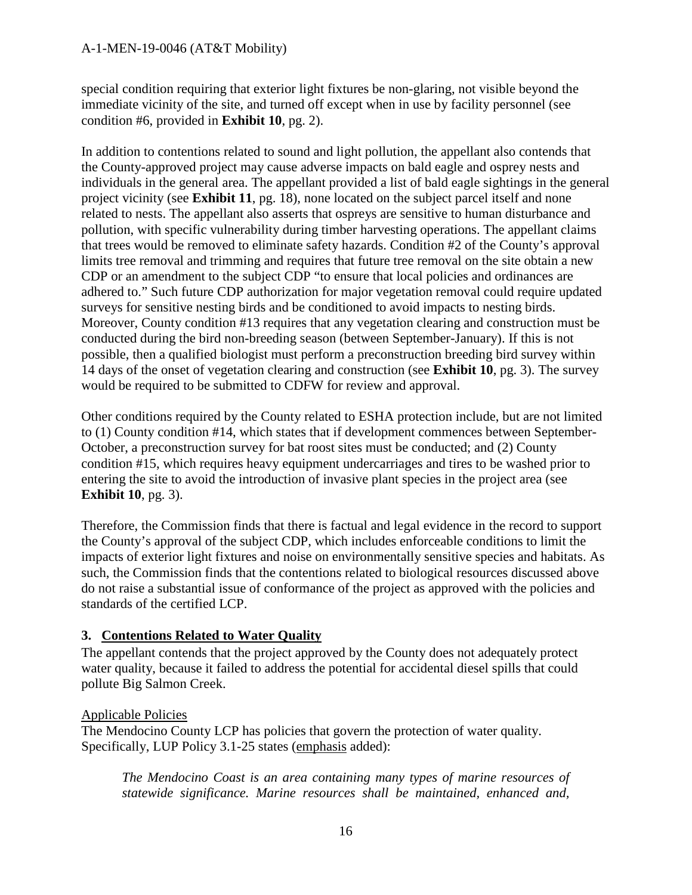special condition requiring that exterior light fixtures be non-glaring, not visible beyond the immediate vicinity of the site, and turned off except when in use by facility personnel (see condition #6, provided in **Exhibit 10**, pg. 2).

In addition to contentions related to sound and light pollution, the appellant also contends that the County-approved project may cause adverse impacts on bald eagle and osprey nests and individuals in the general area. The appellant provided a list of bald eagle sightings in the general project vicinity (see **Exhibit 11**, pg. 18), none located on the subject parcel itself and none related to nests. The appellant also asserts that ospreys are sensitive to human disturbance and pollution, with specific vulnerability during timber harvesting operations. The appellant claims that trees would be removed to eliminate safety hazards. Condition #2 of the County's approval limits tree removal and trimming and requires that future tree removal on the site obtain a new CDP or an amendment to the subject CDP "to ensure that local policies and ordinances are adhered to." Such future CDP authorization for major vegetation removal could require updated surveys for sensitive nesting birds and be conditioned to avoid impacts to nesting birds. Moreover, County condition #13 requires that any vegetation clearing and construction must be conducted during the bird non-breeding season (between September-January). If this is not possible, then a qualified biologist must perform a preconstruction breeding bird survey within 14 days of the onset of vegetation clearing and construction (see **Exhibit 10**, pg. 3). The survey would be required to be submitted to CDFW for review and approval.

Other conditions required by the County related to ESHA protection include, but are not limited to (1) County condition #14, which states that if development commences between September-October, a preconstruction survey for bat roost sites must be conducted; and (2) County condition #15, which requires heavy equipment undercarriages and tires to be washed prior to entering the site to avoid the introduction of invasive plant species in the project area (see **Exhibit 10**, pg. 3).

Therefore, the Commission finds that there is factual and legal evidence in the record to support the County's approval of the subject CDP, which includes enforceable conditions to limit the impacts of exterior light fixtures and noise on environmentally sensitive species and habitats. As such, the Commission finds that the contentions related to biological resources discussed above do not raise a substantial issue of conformance of the project as approved with the policies and standards of the certified LCP.

### 3. Contentions Related to Water Quality

The appellant contends that the project approved by the County does not adequately protect water quality, because it failed to address the potential for accidental diesel spills that could pollute Big Salmon Creek.

Applicable Policies

The Mendocino County LCP has policies that govern the protection of water quality. Specifically, LUP Policy 3.1-25 states (emphasis added):

> *The Mendocino Coast is an area containing many types of marine resources of statewide significance. Marine resources shall be maintained, enhanced and,*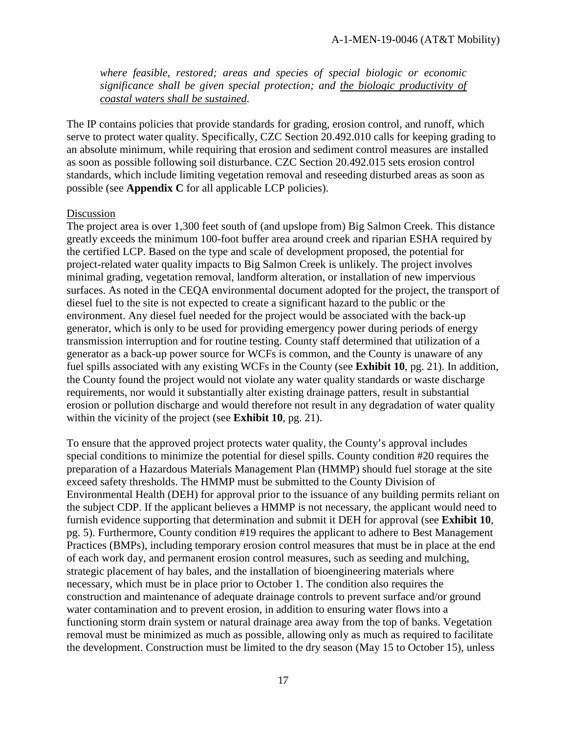*where feasible, restored; areas and species of special biologic or economic significance shall be given special protection; and <u>the biologic productivity of coastal waters shall be sustained</u>.*

The IP contains policies that provide standards for grading, erosion control, and runoff, which serve to protect water quality. Specifically, CZC Section 20.492.010 calls for keeping grading to an absolute minimum, while requiring that erosion and sediment control measures are installed as soon as possible following soil disturbance. CZC Section 20.492.015 sets erosion control standards, which include limiting vegetation removal and reseeding disturbed areas as soon as possible (see **Appendix C** for all applicable LCP policies).

<u>Discussion</u>

The project area is over 1,300 feet south of (and upslope from) Big Salmon Creek. This distance greatly exceeds the minimum 100-foot buffer area around creek and riparian ESHA required by the certified LCP. Based on the type and scale of development proposed, the potential for project-related water quality impacts to Big Salmon Creek is unlikely. The project involves minimal grading, vegetation removal, landform alteration, or installation of new impervious surfaces. As noted in the CEQA environmental document adopted for the project, the transport of diesel fuel to the site is not expected to create a significant hazard to the public or the environment. Any diesel fuel needed for the project would be associated with the back-up generator, which is only to be used for providing emergency power during periods of energy transmission interruption and for routine testing. County staff determined that utilization of a generator as a back-up power source for WCFs is common, and the County is unaware of any fuel spills associated with any existing WCFs in the County (see **Exhibit 10**, pg. 21). In addition, the County found the project would not violate any water quality standards or waste discharge requirements, nor would it substantially alter existing drainage patters, result in substantial erosion or pollution discharge and would therefore not result in any degradation of water quality within the vicinity of the project (see **Exhibit 10**, pg. 21).

To ensure that the approved project protects water quality, the County's approval includes special conditions to minimize the potential for diesel spills. County condition #20 requires the preparation of a Hazardous Materials Management Plan (HMMP) should fuel storage at the site exceed safety thresholds. The HMMP must be submitted to the County Division of Environmental Health (DEH) for approval prior to the issuance of any building permits reliant on the subject CDP. If the applicant believes a HMMP is not necessary, the applicant would need to furnish evidence supporting that determination and submit it DEH for approval (see **Exhibit 10**, pg. 5). Furthermore, County condition #19 requires the applicant to adhere to Best Management Practices (BMPs), including temporary erosion control measures that must be in place at the end of each work day, and permanent erosion control measures, such as seeding and mulching, strategic placement of hay bales, and the installation of bioengineering materials where necessary, which must be in place prior to October 1. The condition also requires the construction and maintenance of adequate drainage controls to prevent surface and/or ground water contamination and to prevent erosion, in addition to ensuring water flows into a functioning storm drain system or natural drainage area away from the top of banks. Vegetation removal must be minimized as much as possible, allowing only as much as required to facilitate the development. Construction must be limited to the dry season (May 15 to October 15), unless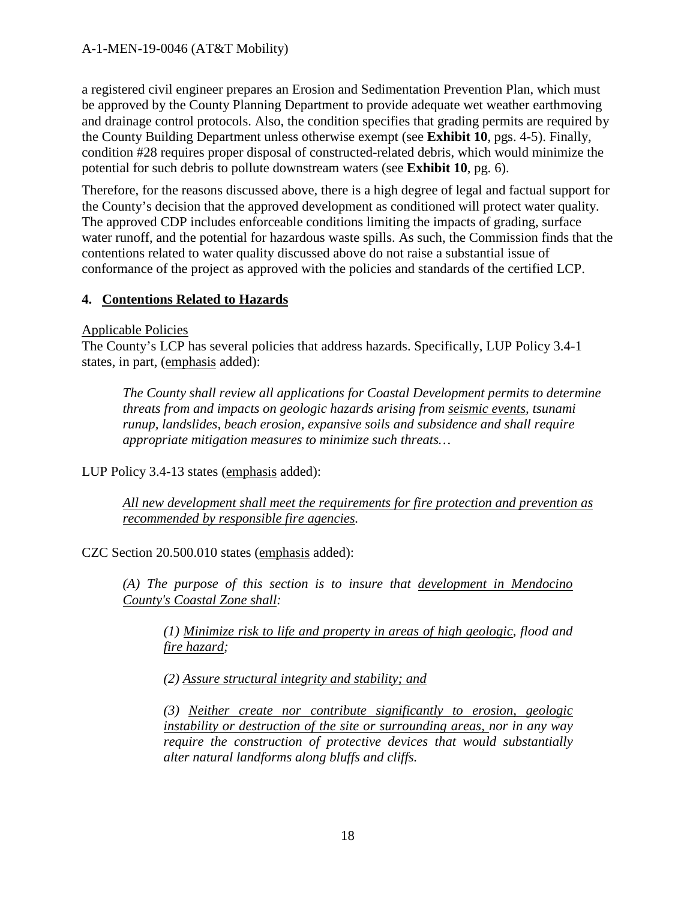a registered civil engineer prepares an Erosion and Sedimentation Prevention Plan, which must be approved by the County Planning Department to provide adequate wet weather earthmoving and drainage control protocols. Also, the condition specifies that grading permits are required by the County Building Department unless otherwise exempt (see **Exhibit 10**, pgs. 4-5). Finally, condition #28 requires proper disposal of constructed-related debris, which would minimize the potential for such debris to pollute downstream waters (see **Exhibit 10**, pg. 6).

Therefore, for the reasons discussed above, there is a high degree of legal and factual support for the County's decision that the approved development as conditioned will protect water quality. The approved CDP includes enforceable conditions limiting the impacts of grading, surface water runoff, and the potential for hazardous waste spills. As such, the Commission finds that the contentions related to water quality discussed above do not raise a substantial issue of conformance of the project as approved with the policies and standards of the certified LCP.

#### 4. <u>Contentions Related to Hazards</u>

<u>Applicable Policies</u>

The County's LCP has several policies that address hazards. Specifically, LUP Policy 3.4-1 states, in part, (<u>emphasis</u> added):

> *The County shall review all applications for Coastal Development permits to determine threats from and impacts on geologic hazards arising from <u>seismic events</u>, tsunami runup, landslides, beach erosion, expansive soils and subsidence and shall require appropriate mitigation measures to minimize such threats…*

LUP Policy 3.4-13 states (<u>emphasis</u> added):

> *<u>All new development shall meet the requirements for fire protection and prevention as recommended by responsible fire agencies</u>.*

CZC Section 20.500.010 states (<u>emphasis</u> added):

> *(A) The purpose of this section is to insure that <u>development in Mendocino County's Coastal Zone shall</u>:*
>
> > *(1) <u>Minimize risk to life and property in areas of high geologic</u>, flood and <u>fire hazard</u>;*
> >
> > *(2) <u>Assure structural integrity and stability; and</u>*
> >
> > *(3) <u>Neither create nor contribute significantly to erosion, geologic instability or destruction of the site or surrounding areas,</u> nor in any way require the construction of protective devices that would substantially alter natural landforms along bluffs and cliffs.*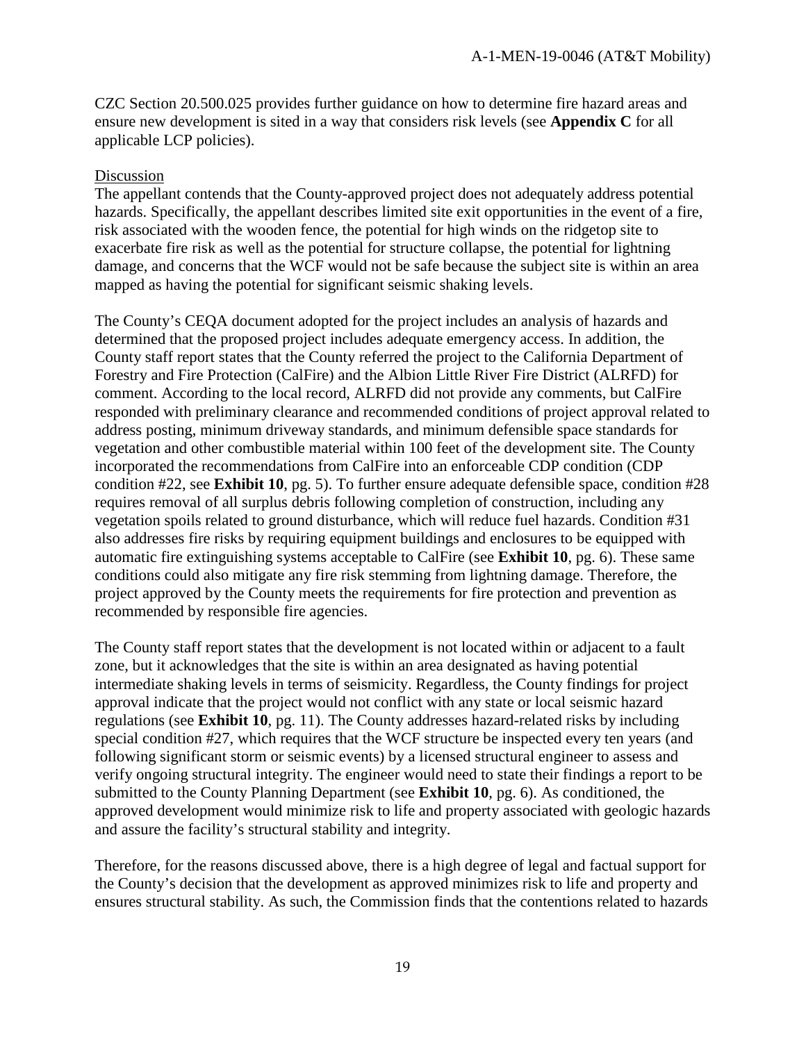CZC Section 20.500.025 provides further guidance on how to determine fire hazard areas and ensure new development is sited in a way that considers risk levels (see **Appendix C** for all applicable LCP policies).

Discussion

The appellant contends that the County-approved project does not adequately address potential hazards. Specifically, the appellant describes limited site exit opportunities in the event of a fire, risk associated with the wooden fence, the potential for high winds on the ridgetop site to exacerbate fire risk as well as the potential for structure collapse, the potential for lightning damage, and concerns that the WCF would not be safe because the subject site is within an area mapped as having the potential for significant seismic shaking levels.

The County's CEQA document adopted for the project includes an analysis of hazards and determined that the proposed project includes adequate emergency access. In addition, the County staff report states that the County referred the project to the California Department of Forestry and Fire Protection (CalFire) and the Albion Little River Fire District (ALRFD) for comment. According to the local record, ALRFD did not provide any comments, but CalFire responded with preliminary clearance and recommended conditions of project approval related to address posting, minimum driveway standards, and minimum defensible space standards for vegetation and other combustible material within 100 feet of the development site. The County incorporated the recommendations from CalFire into an enforceable CDP condition (CDP condition #22, see **Exhibit 10**, pg. 5). To further ensure adequate defensible space, condition #28 requires removal of all surplus debris following completion of construction, including any vegetation spoils related to ground disturbance, which will reduce fuel hazards. Condition #31 also addresses fire risks by requiring equipment buildings and enclosures to be equipped with automatic fire extinguishing systems acceptable to CalFire (see **Exhibit 10**, pg. 6). These same conditions could also mitigate any fire risk stemming from lightning damage. Therefore, the project approved by the County meets the requirements for fire protection and prevention as recommended by responsible fire agencies.

The County staff report states that the development is not located within or adjacent to a fault zone, but it acknowledges that the site is within an area designated as having potential intermediate shaking levels in terms of seismicity. Regardless, the County findings for project approval indicate that the project would not conflict with any state or local seismic hazard regulations (see **Exhibit 10**, pg. 11). The County addresses hazard-related risks by including special condition #27, which requires that the WCF structure be inspected every ten years (and following significant storm or seismic events) by a licensed structural engineer to assess and verify ongoing structural integrity. The engineer would need to state their findings a report to be submitted to the County Planning Department (see **Exhibit 10**, pg. 6). As conditioned, the approved development would minimize risk to life and property associated with geologic hazards and assure the facility's structural stability and integrity.

Therefore, for the reasons discussed above, there is a high degree of legal and factual support for the County's decision that the development as approved minimizes risk to life and property and ensures structural stability. As such, the Commission finds that the contentions related to hazards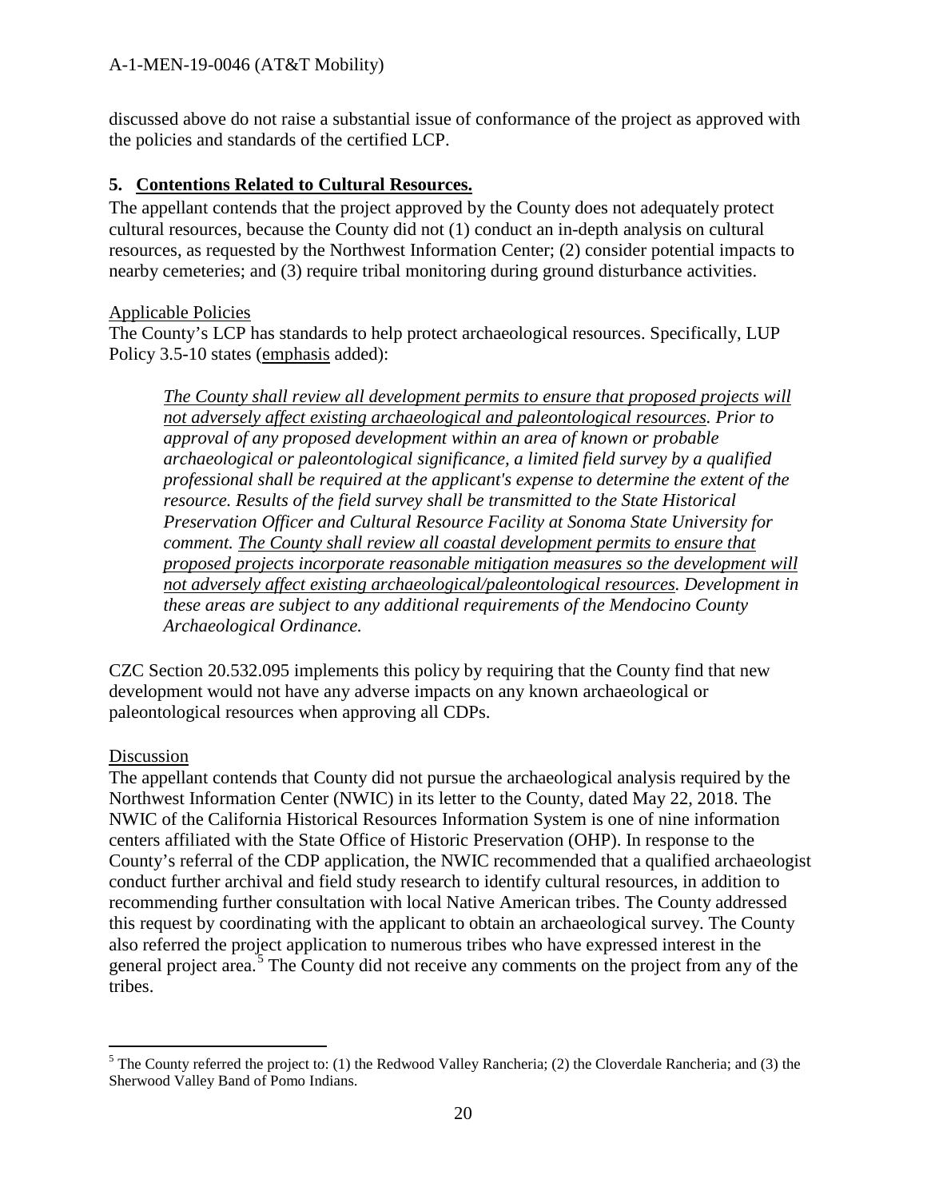discussed above do not raise a substantial issue of conformance of the project as approved with the policies and standards of the certified LCP.

### 5. Contentions Related to Cultural Resources.

The appellant contends that the project approved by the County does not adequately protect cultural resources, because the County did not (1) conduct an in-depth analysis on cultural resources, as requested by the Northwest Information Center; (2) consider potential impacts to nearby cemeteries; and (3) require tribal monitoring during ground disturbance activities.

Applicable Policies

The County's LCP has standards to help protect archaeological resources. Specifically, LUP Policy 3.5-10 states (emphasis added):

> *The County shall review all development permits to ensure that proposed projects will not adversely affect existing archaeological and paleontological resources. Prior to approval of any proposed development within an area of known or probable archaeological or paleontological significance, a limited field survey by a qualified professional shall be required at the applicant's expense to determine the extent of the resource. Results of the field survey shall be transmitted to the State Historical Preservation Officer and Cultural Resource Facility at Sonoma State University for comment. The County shall review all coastal development permits to ensure that proposed projects incorporate reasonable mitigation measures so the development will not adversely affect existing archaeological/paleontological resources. Development in these areas are subject to any additional requirements of the Mendocino County Archaeological Ordinance.*

CZC Section 20.532.095 implements this policy by requiring that the County find that new development would not have any adverse impacts on any known archaeological or paleontological resources when approving all CDPs.

Discussion

The appellant contends that County did not pursue the archaeological analysis required by the Northwest Information Center (NWIC) in its letter to the County, dated May 22, 2018. The NWIC of the California Historical Resources Information System is one of nine information centers affiliated with the State Office of Historic Preservation (OHP). In response to the County's referral of the CDP application, the NWIC recommended that a qualified archaeologist conduct further archival and field study research to identify cultural resources, in addition to recommending further consultation with local Native American tribes. The County addressed this request by coordinating with the applicant to obtain an archaeological survey. The County also referred the project application to numerous tribes who have expressed interest in the general project area.[5] The County did not receive any comments on the project from any of the tribes.

---

[5] The County referred the project to: (1) the Redwood Valley Rancheria; (2) the Cloverdale Rancheria; and (3) the Sherwood Valley Band of Pomo Indians.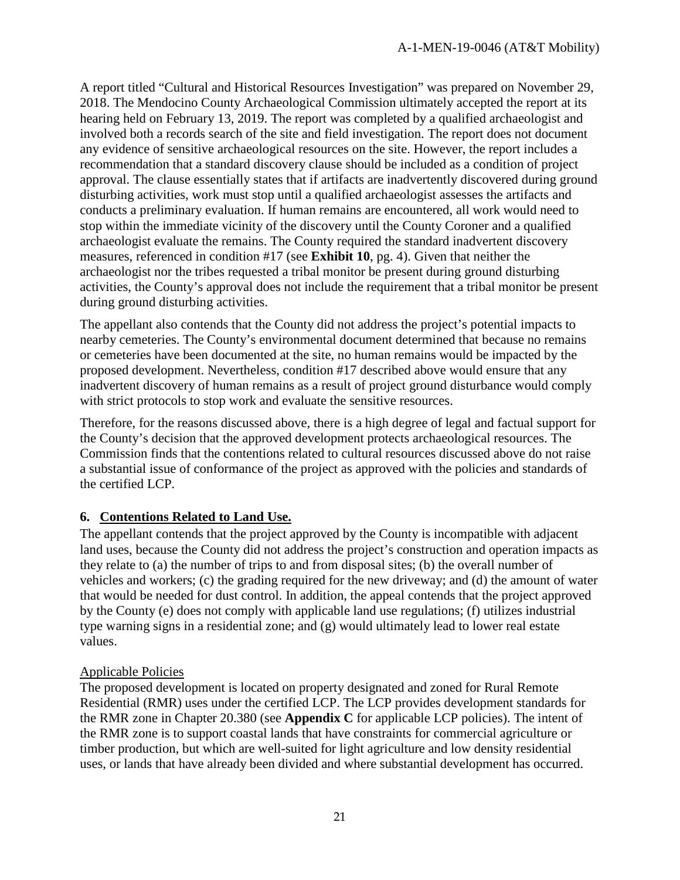A report titled "Cultural and Historical Resources Investigation" was prepared on November 29, 2018. The Mendocino County Archaeological Commission ultimately accepted the report at its hearing held on February 13, 2019. The report was completed by a qualified archaeologist and involved both a records search of the site and field investigation. The report does not document any evidence of sensitive archaeological resources on the site. However, the report includes a recommendation that a standard discovery clause should be included as a condition of project approval. The clause essentially states that if artifacts are inadvertently discovered during ground disturbing activities, work must stop until a qualified archaeologist assesses the artifacts and conducts a preliminary evaluation. If human remains are encountered, all work would need to stop within the immediate vicinity of the discovery until the County Coroner and a qualified archaeologist evaluate the remains. The County required the standard inadvertent discovery measures, referenced in condition #17 (see **Exhibit 10**, pg. 4). Given that neither the archaeologist nor the tribes requested a tribal monitor be present during ground disturbing activities, the County's approval does not include the requirement that a tribal monitor be present during ground disturbing activities.

The appellant also contends that the County did not address the project's potential impacts to nearby cemeteries. The County's environmental document determined that because no remains or cemeteries have been documented at the site, no human remains would be impacted by the proposed development. Nevertheless, condition #17 described above would ensure that any inadvertent discovery of human remains as a result of project ground disturbance would comply with strict protocols to stop work and evaluate the sensitive resources.

Therefore, for the reasons discussed above, there is a high degree of legal and factual support for the County's decision that the approved development protects archaeological resources. The Commission finds that the contentions related to cultural resources discussed above do not raise a substantial issue of conformance of the project as approved with the policies and standards of the certified LCP.

### 6. Contentions Related to Land Use.

The appellant contends that the project approved by the County is incompatible with adjacent land uses, because the County did not address the project's construction and operation impacts as they relate to (a) the number of trips to and from disposal sites; (b) the overall number of vehicles and workers; (c) the grading required for the new driveway; and (d) the amount of water that would be needed for dust control. In addition, the appeal contends that the project approved by the County (e) does not comply with applicable land use regulations; (f) utilizes industrial type warning signs in a residential zone; and (g) would ultimately lead to lower real estate values.

Applicable Policies

The proposed development is located on property designated and zoned for Rural Remote Residential (RMR) uses under the certified LCP. The LCP provides development standards for the RMR zone in Chapter 20.380 (see **Appendix C** for applicable LCP policies). The intent of the RMR zone is to support coastal lands that have constraints for commercial agriculture or timber production, but which are well-suited for light agriculture and low density residential uses, or lands that have already been divided and where substantial development has occurred.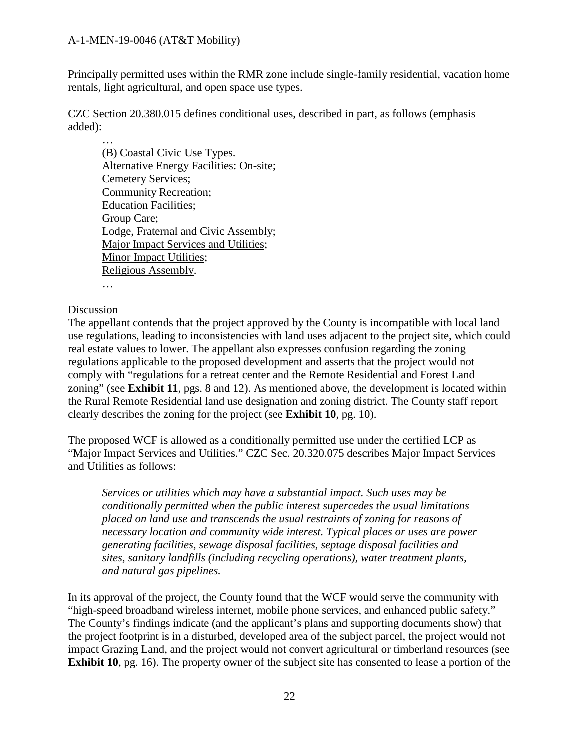Principally permitted uses within the RMR zone include single-family residential, vacation home rentals, light agricultural, and open space use types.

CZC Section 20.380.015 defines conditional uses, described in part, as follows (emphasis added):

> …
> (B) Coastal Civic Use Types.
> Alternative Energy Facilities: On-site;
> Cemetery Services;
> Community Recreation;
> Education Facilities;
> Group Care;
> Lodge, Fraternal and Civic Assembly;
> Major Impact Services and Utilities;
> Minor Impact Utilities;
> Religious Assembly.
> …

Discussion

The appellant contends that the project approved by the County is incompatible with local land use regulations, leading to inconsistencies with land uses adjacent to the project site, which could real estate values to lower. The appellant also expresses confusion regarding the zoning regulations applicable to the proposed development and asserts that the project would not comply with "regulations for a retreat center and the Remote Residential and Forest Land zoning" (see **Exhibit 11**, pgs. 8 and 12). As mentioned above, the development is located within the Rural Remote Residential land use designation and zoning district. The County staff report clearly describes the zoning for the project (see **Exhibit 10**, pg. 10).

The proposed WCF is allowed as a conditionally permitted use under the certified LCP as "Major Impact Services and Utilities." CZC Sec. 20.320.075 describes Major Impact Services and Utilities as follows:

> *Services or utilities which may have a substantial impact. Such uses may be conditionally permitted when the public interest supercedes the usual limitations placed on land use and transcends the usual restraints of zoning for reasons of necessary location and community wide interest. Typical places or uses are power generating facilities, sewage disposal facilities, septage disposal facilities and sites, sanitary landfills (including recycling operations), water treatment plants, and natural gas pipelines.*

In its approval of the project, the County found that the WCF would serve the community with "high-speed broadband wireless internet, mobile phone services, and enhanced public safety." The County's findings indicate (and the applicant's plans and supporting documents show) that the project footprint is in a disturbed, developed area of the subject parcel, the project would not impact Grazing Land, and the project would not convert agricultural or timberland resources (see **Exhibit 10**, pg. 16). The property owner of the subject site has consented to lease a portion of the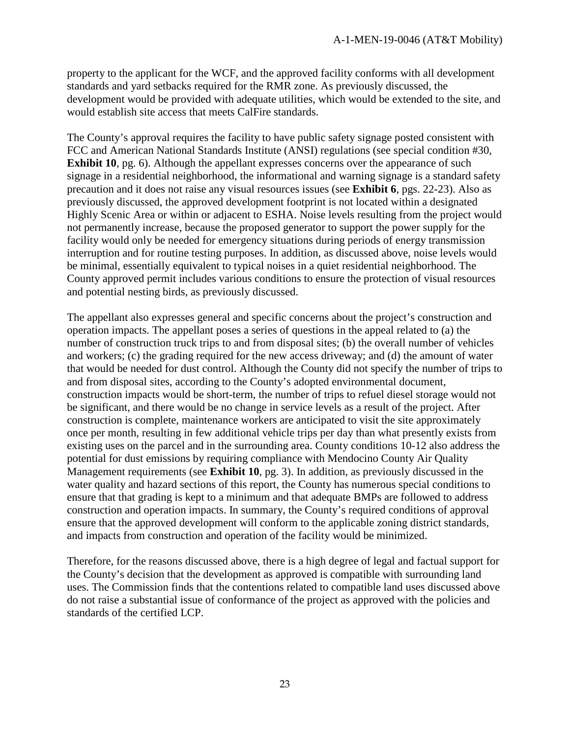property to the applicant for the WCF, and the approved facility conforms with all development standards and yard setbacks required for the RMR zone. As previously discussed, the development would be provided with adequate utilities, which would be extended to the site, and would establish site access that meets CalFire standards.

The County's approval requires the facility to have public safety signage posted consistent with FCC and American National Standards Institute (ANSI) regulations (see special condition #30, **Exhibit 10**, pg. 6). Although the appellant expresses concerns over the appearance of such signage in a residential neighborhood, the informational and warning signage is a standard safety precaution and it does not raise any visual resources issues (see **Exhibit 6**, pgs. 22-23). Also as previously discussed, the approved development footprint is not located within a designated Highly Scenic Area or within or adjacent to ESHA. Noise levels resulting from the project would not permanently increase, because the proposed generator to support the power supply for the facility would only be needed for emergency situations during periods of energy transmission interruption and for routine testing purposes. In addition, as discussed above, noise levels would be minimal, essentially equivalent to typical noises in a quiet residential neighborhood. The County approved permit includes various conditions to ensure the protection of visual resources and potential nesting birds, as previously discussed.

The appellant also expresses general and specific concerns about the project's construction and operation impacts. The appellant poses a series of questions in the appeal related to (a) the number of construction truck trips to and from disposal sites; (b) the overall number of vehicles and workers; (c) the grading required for the new access driveway; and (d) the amount of water that would be needed for dust control. Although the County did not specify the number of trips to and from disposal sites, according to the County's adopted environmental document, construction impacts would be short-term, the number of trips to refuel diesel storage would not be significant, and there would be no change in service levels as a result of the project. After construction is complete, maintenance workers are anticipated to visit the site approximately once per month, resulting in few additional vehicle trips per day than what presently exists from existing uses on the parcel and in the surrounding area. County conditions 10-12 also address the potential for dust emissions by requiring compliance with Mendocino County Air Quality Management requirements (see **Exhibit 10**, pg. 3). In addition, as previously discussed in the water quality and hazard sections of this report, the County has numerous special conditions to ensure that that grading is kept to a minimum and that adequate BMPs are followed to address construction and operation impacts. In summary, the County's required conditions of approval ensure that the approved development will conform to the applicable zoning district standards, and impacts from construction and operation of the facility would be minimized.

Therefore, for the reasons discussed above, there is a high degree of legal and factual support for the County's decision that the development as approved is compatible with surrounding land uses. The Commission finds that the contentions related to compatible land uses discussed above do not raise a substantial issue of conformance of the project as approved with the policies and standards of the certified LCP.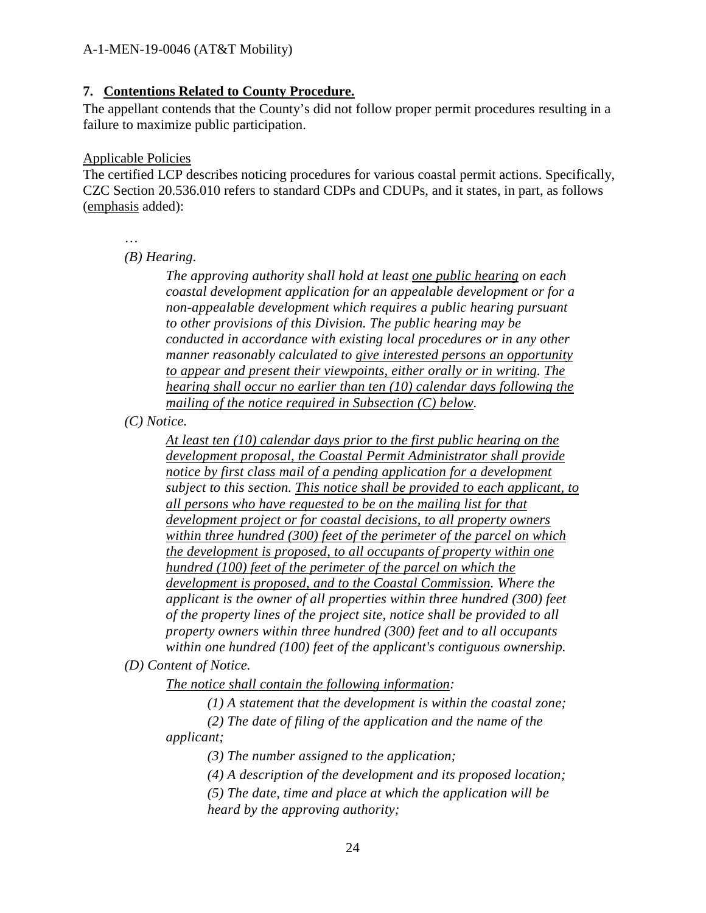**7. Contentions Related to County Procedure.**

The appellant contends that the County's did not follow proper permit procedures resulting in a failure to maximize public participation.

Applicable Policies

The certified LCP describes noticing procedures for various coastal permit actions. Specifically, CZC Section 20.536.010 refers to standard CDPs and CDUPs, and it states, in part, as follows (emphasis added):

> …
>
> *(B) Hearing.*
>
> > *The approving authority shall hold at least one public hearing on each coastal development application for an appealable development or for a non-appealable development which requires a public hearing pursuant to other provisions of this Division. The public hearing may be conducted in accordance with existing local procedures or in any other manner reasonably calculated to give interested persons an opportunity to appear and present their viewpoints, either orally or in writing. The hearing shall occur no earlier than ten (10) calendar days following the mailing of the notice required in Subsection (C) below.*
>
> *(C) Notice.*
>
> > *At least ten (10) calendar days prior to the first public hearing on the development proposal, the Coastal Permit Administrator shall provide notice by first class mail of a pending application for a development subject to this section. This notice shall be provided to each applicant, to all persons who have requested to be on the mailing list for that development project or for coastal decisions, to all property owners within three hundred (300) feet of the perimeter of the parcel on which the development is proposed, to all occupants of property within one hundred (100) feet of the perimeter of the parcel on which the development is proposed, and to the Coastal Commission. Where the applicant is the owner of all properties within three hundred (300) feet of the property lines of the project site, notice shall be provided to all property owners within three hundred (300) feet and to all occupants within one hundred (100) feet of the applicant's contiguous ownership.*
>
> *(D) Content of Notice.*
>
> > *The notice shall contain the following information:*
> >
> > *(1) A statement that the development is within the coastal zone;*
> >
> > *(2) The date of filing of the application and the name of the applicant;*
> >
> > *(3) The number assigned to the application;*
> >
> > *(4) A description of the development and its proposed location;*
> >
> > *(5) The date, time and place at which the application will be heard by the approving authority;*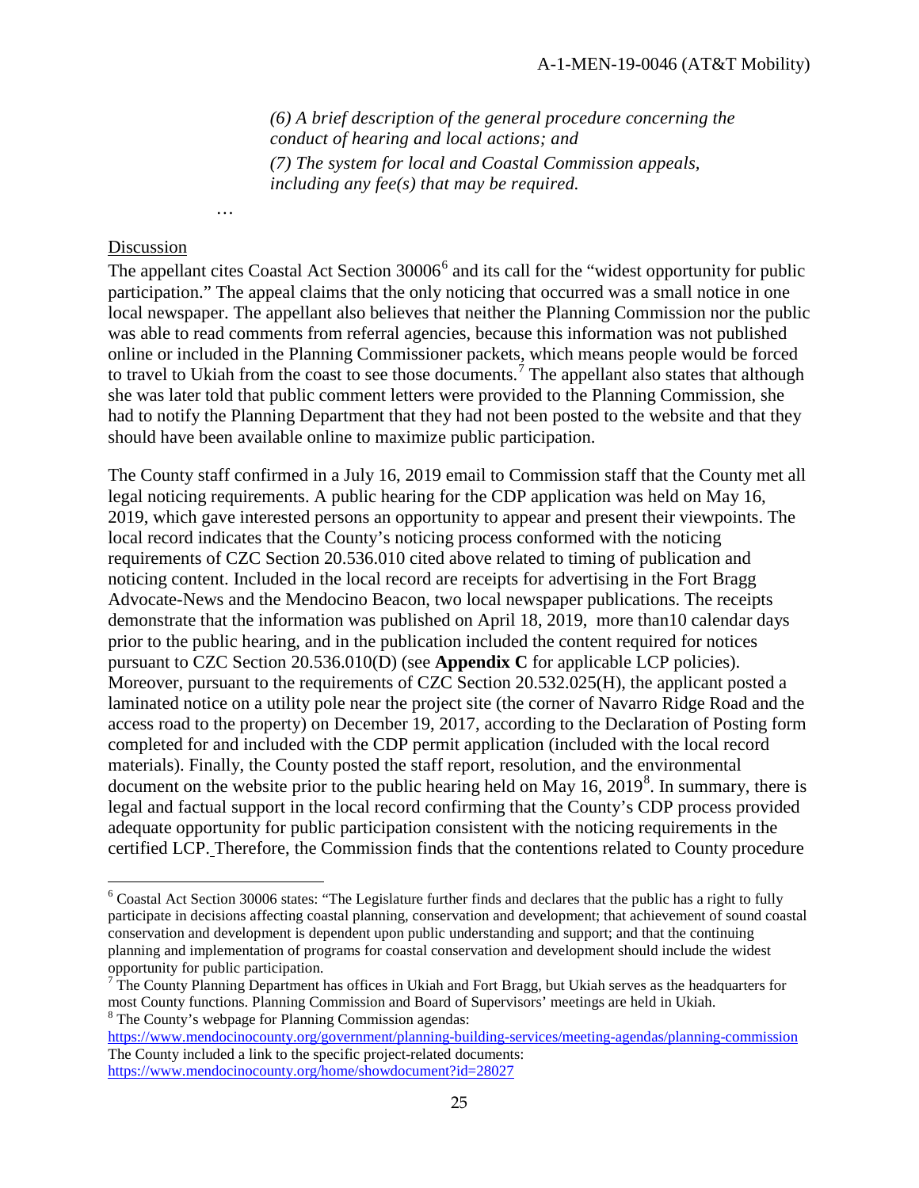*(6) A brief description of the general procedure concerning the conduct of hearing and local actions; and*

*(7) The system for local and Coastal Commission appeals, including any fee(s) that may be required.*

…

Discussion

The appellant cites Coastal Act Section 30006[6] and its call for the "widest opportunity for public participation." The appeal claims that the only noticing that occurred was a small notice in one local newspaper. The appellant also believes that neither the Planning Commission nor the public was able to read comments from referral agencies, because this information was not published online or included in the Planning Commissioner packets, which means people would be forced to travel to Ukiah from the coast to see those documents.[7] The appellant also states that although she was later told that public comment letters were provided to the Planning Commission, she had to notify the Planning Department that they had not been posted to the website and that they should have been available online to maximize public participation.

The County staff confirmed in a July 16, 2019 email to Commission staff that the County met all legal noticing requirements. A public hearing for the CDP application was held on May 16, 2019, which gave interested persons an opportunity to appear and present their viewpoints. The local record indicates that the County's noticing process conformed with the noticing requirements of CZC Section 20.536.010 cited above related to timing of publication and noticing content. Included in the local record are receipts for advertising in the Fort Bragg Advocate-News and the Mendocino Beacon, two local newspaper publications. The receipts demonstrate that the information was published on April 18, 2019, more than10 calendar days prior to the public hearing, and in the publication included the content required for notices pursuant to CZC Section 20.536.010(D) (see **Appendix C** for applicable LCP policies). Moreover, pursuant to the requirements of CZC Section 20.532.025(H), the applicant posted a laminated notice on a utility pole near the project site (the corner of Navarro Ridge Road and the access road to the property) on December 19, 2017, according to the Declaration of Posting form completed for and included with the CDP permit application (included with the local record materials). Finally, the County posted the staff report, resolution, and the environmental document on the website prior to the public hearing held on May 16, 2019[8]. In summary, there is legal and factual support in the local record confirming that the County's CDP process provided adequate opportunity for public participation consistent with the noticing requirements in the certified LCP. Therefore, the Commission finds that the contentions related to County procedure

---

[6] Coastal Act Section 30006 states: "The Legislature further finds and declares that the public has a right to fully participate in decisions affecting coastal planning, conservation and development; that achievement of sound coastal conservation and development is dependent upon public understanding and support; and that the continuing planning and implementation of programs for coastal conservation and development should include the widest opportunity for public participation.

[7] The County Planning Department has offices in Ukiah and Fort Bragg, but Ukiah serves as the headquarters for most County functions. Planning Commission and Board of Supervisors' meetings are held in Ukiah.

[8] The County's webpage for Planning Commission agendas: https://www.mendocinocounty.org/government/planning-building-services/meeting-agendas/planning-commission The County included a link to the specific project-related documents: https://www.mendocinocounty.org/home/showdocument?id=28027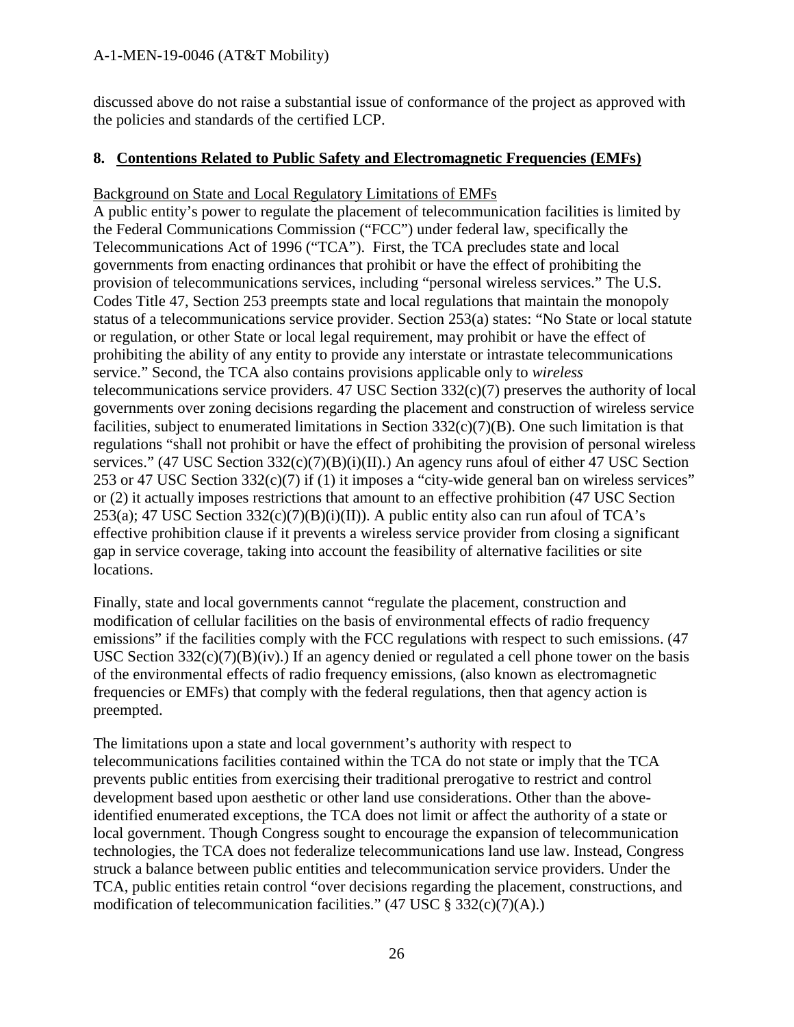discussed above do not raise a substantial issue of conformance of the project as approved with the policies and standards of the certified LCP.

## 8. Contentions Related to Public Safety and Electromagnetic Frequencies (EMFs)

Background on State and Local Regulatory Limitations of EMFs

A public entity's power to regulate the placement of telecommunication facilities is limited by the Federal Communications Commission ("FCC") under federal law, specifically the Telecommunications Act of 1996 ("TCA"). First, the TCA precludes state and local governments from enacting ordinances that prohibit or have the effect of prohibiting the provision of telecommunications services, including "personal wireless services." The U.S. Codes Title 47, Section 253 preempts state and local regulations that maintain the monopoly status of a telecommunications service provider. Section 253(a) states: "No State or local statute or regulation, or other State or local legal requirement, may prohibit or have the effect of prohibiting the ability of any entity to provide any interstate or intrastate telecommunications service." Second, the TCA also contains provisions applicable only to *wireless* telecommunications service providers. 47 USC Section 332(c)(7) preserves the authority of local governments over zoning decisions regarding the placement and construction of wireless service facilities, subject to enumerated limitations in Section 332(c)(7)(B). One such limitation is that regulations "shall not prohibit or have the effect of prohibiting the provision of personal wireless services." (47 USC Section 332(c)(7)(B)(i)(II).) An agency runs afoul of either 47 USC Section 253 or 47 USC Section 332(c)(7) if (1) it imposes a "city-wide general ban on wireless services" or (2) it actually imposes restrictions that amount to an effective prohibition (47 USC Section 253(a); 47 USC Section 332(c)(7)(B)(i)(II)). A public entity also can run afoul of TCA's effective prohibition clause if it prevents a wireless service provider from closing a significant gap in service coverage, taking into account the feasibility of alternative facilities or site locations.

Finally, state and local governments cannot "regulate the placement, construction and modification of cellular facilities on the basis of environmental effects of radio frequency emissions" if the facilities comply with the FCC regulations with respect to such emissions. (47 USC Section 332(c)(7)(B)(iv).) If an agency denied or regulated a cell phone tower on the basis of the environmental effects of radio frequency emissions, (also known as electromagnetic frequencies or EMFs) that comply with the federal regulations, then that agency action is preempted.

The limitations upon a state and local government's authority with respect to telecommunications facilities contained within the TCA do not state or imply that the TCA prevents public entities from exercising their traditional prerogative to restrict and control development based upon aesthetic or other land use considerations. Other than the above-identified enumerated exceptions, the TCA does not limit or affect the authority of a state or local government. Though Congress sought to encourage the expansion of telecommunication technologies, the TCA does not federalize telecommunications land use law. Instead, Congress struck a balance between public entities and telecommunication service providers. Under the TCA, public entities retain control "over decisions regarding the placement, constructions, and modification of telecommunication facilities." (47 USC § 332(c)(7)(A).)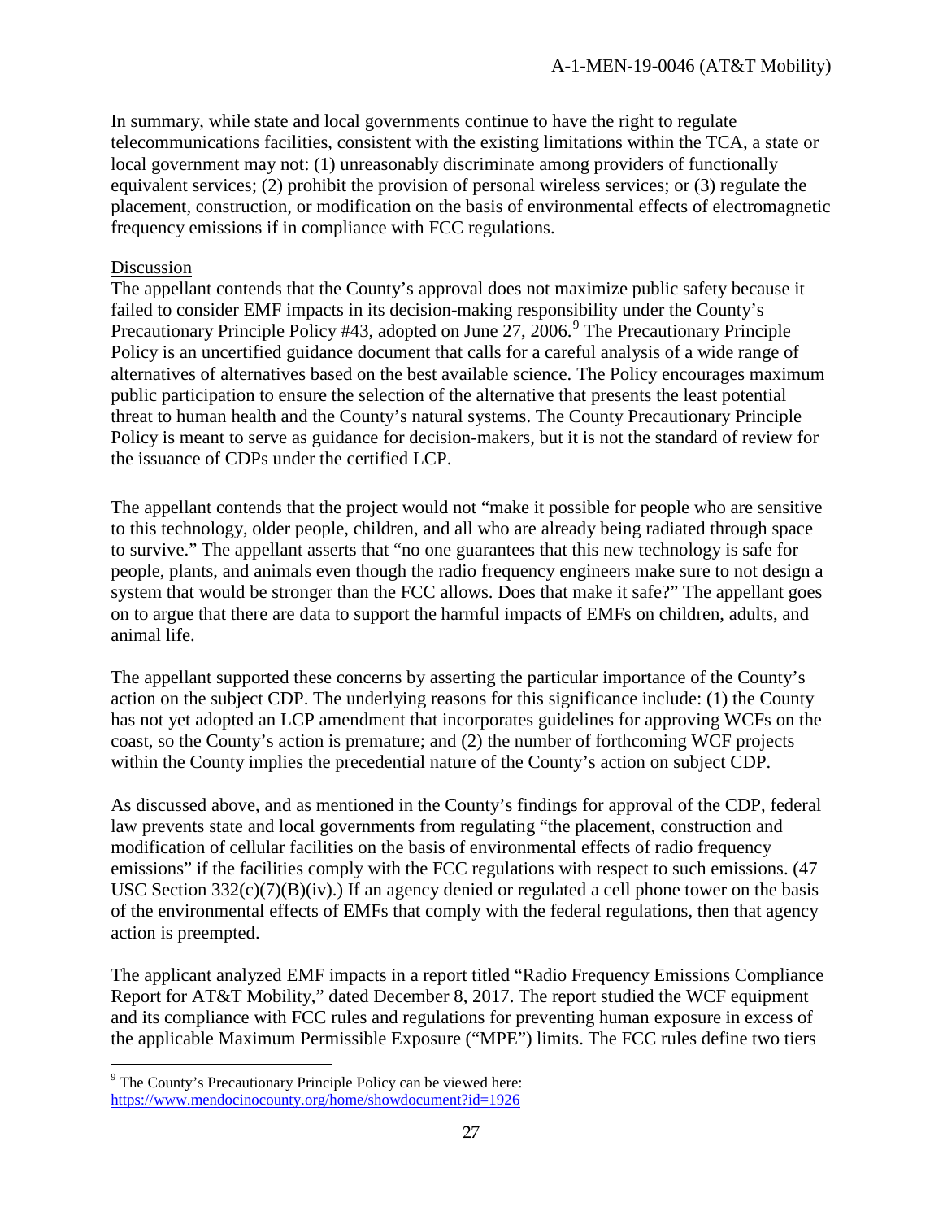In summary, while state and local governments continue to have the right to regulate telecommunications facilities, consistent with the existing limitations within the TCA, a state or local government may not: (1) unreasonably discriminate among providers of functionally equivalent services; (2) prohibit the provision of personal wireless services; or (3) regulate the placement, construction, or modification on the basis of environmental effects of electromagnetic frequency emissions if in compliance with FCC regulations.

Discussion

The appellant contends that the County's approval does not maximize public safety because it failed to consider EMF impacts in its decision-making responsibility under the County's Precautionary Principle Policy #43, adopted on June 27, 2006.[9] The Precautionary Principle Policy is an uncertified guidance document that calls for a careful analysis of a wide range of alternatives of alternatives based on the best available science. The Policy encourages maximum public participation to ensure the selection of the alternative that presents the least potential threat to human health and the County's natural systems. The County Precautionary Principle Policy is meant to serve as guidance for decision-makers, but it is not the standard of review for the issuance of CDPs under the certified LCP.

The appellant contends that the project would not "make it possible for people who are sensitive to this technology, older people, children, and all who are already being radiated through space to survive." The appellant asserts that "no one guarantees that this new technology is safe for people, plants, and animals even though the radio frequency engineers make sure to not design a system that would be stronger than the FCC allows. Does that make it safe?" The appellant goes on to argue that there are data to support the harmful impacts of EMFs on children, adults, and animal life.

The appellant supported these concerns by asserting the particular importance of the County's action on the subject CDP. The underlying reasons for this significance include: (1) the County has not yet adopted an LCP amendment that incorporates guidelines for approving WCFs on the coast, so the County's action is premature; and (2) the number of forthcoming WCF projects within the County implies the precedential nature of the County's action on subject CDP.

As discussed above, and as mentioned in the County's findings for approval of the CDP, federal law prevents state and local governments from regulating "the placement, construction and modification of cellular facilities on the basis of environmental effects of radio frequency emissions" if the facilities comply with the FCC regulations with respect to such emissions. (47 USC Section 332(c)(7)(B)(iv).) If an agency denied or regulated a cell phone tower on the basis of the environmental effects of EMFs that comply with the federal regulations, then that agency action is preempted.

The applicant analyzed EMF impacts in a report titled "Radio Frequency Emissions Compliance Report for AT&T Mobility," dated December 8, 2017. The report studied the WCF equipment and its compliance with FCC rules and regulations for preventing human exposure in excess of the applicable Maximum Permissible Exposure ("MPE") limits. The FCC rules define two tiers

[9] The County's Precautionary Principle Policy can be viewed here: https://www.mendocinocounty.org/home/showdocument?id=1926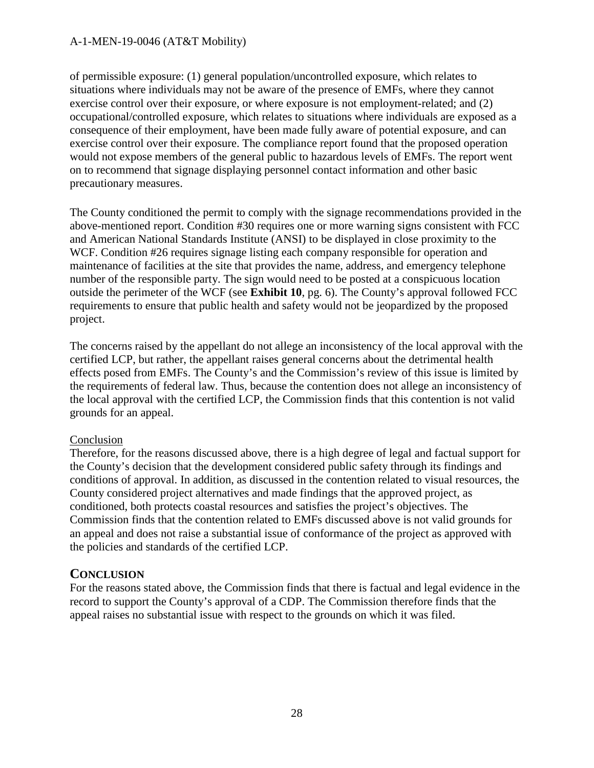of permissible exposure: (1) general population/uncontrolled exposure, which relates to situations where individuals may not be aware of the presence of EMFs, where they cannot exercise control over their exposure, or where exposure is not employment-related; and (2) occupational/controlled exposure, which relates to situations where individuals are exposed as a consequence of their employment, have been made fully aware of potential exposure, and can exercise control over their exposure. The compliance report found that the proposed operation would not expose members of the general public to hazardous levels of EMFs. The report went on to recommend that signage displaying personnel contact information and other basic precautionary measures.

The County conditioned the permit to comply with the signage recommendations provided in the above-mentioned report. Condition #30 requires one or more warning signs consistent with FCC and American National Standards Institute (ANSI) to be displayed in close proximity to the WCF. Condition #26 requires signage listing each company responsible for operation and maintenance of facilities at the site that provides the name, address, and emergency telephone number of the responsible party. The sign would need to be posted at a conspicuous location outside the perimeter of the WCF (see **Exhibit 10**, pg. 6). The County's approval followed FCC requirements to ensure that public health and safety would not be jeopardized by the proposed project.

The concerns raised by the appellant do not allege an inconsistency of the local approval with the certified LCP, but rather, the appellant raises general concerns about the detrimental health effects posed from EMFs. The County's and the Commission's review of this issue is limited by the requirements of federal law. Thus, because the contention does not allege an inconsistency of the local approval with the certified LCP, the Commission finds that this contention is not valid grounds for an appeal.

Conclusion

Therefore, for the reasons discussed above, there is a high degree of legal and factual support for the County's decision that the development considered public safety through its findings and conditions of approval. In addition, as discussed in the contention related to visual resources, the County considered project alternatives and made findings that the approved project, as conditioned, both protects coastal resources and satisfies the project's objectives. The Commission finds that the contention related to EMFs discussed above is not valid grounds for an appeal and does not raise a substantial issue of conformance of the project as approved with the policies and standards of the certified LCP.

## CONCLUSION

For the reasons stated above, the Commission finds that there is factual and legal evidence in the record to support the County's approval of a CDP. The Commission therefore finds that the appeal raises no substantial issue with respect to the grounds on which it was filed.